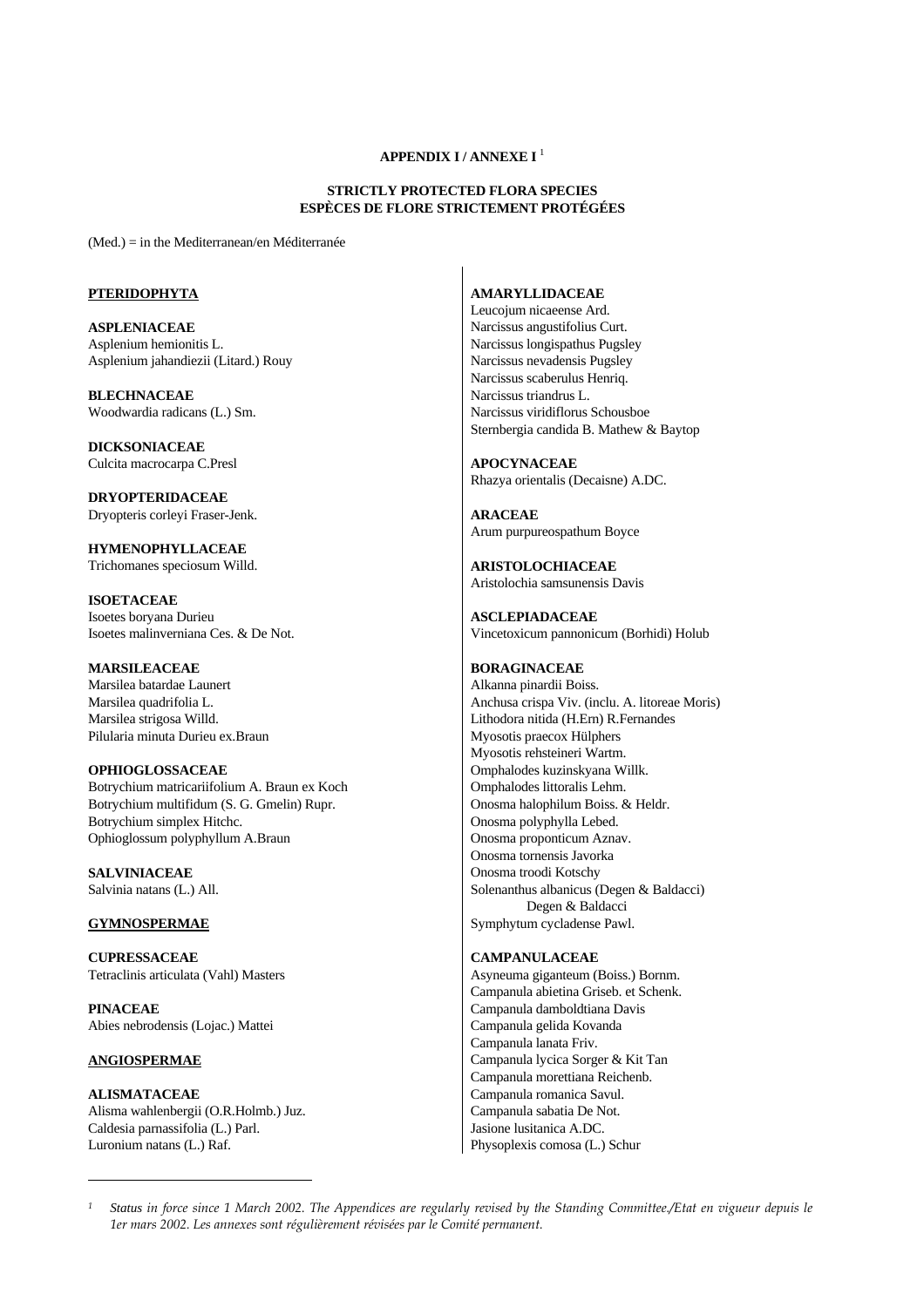**APPENDIX I / ANNEXE I** [1]

**STRICTLY PROTECTED FLORA SPECIES**
**ESPÈCES DE FLORE STRICTEMENT PROTÉGÉES**

(Med.) = in the Mediterranean/en Méditerranée

**PTERIDOPHYTA**

**ASPLENIACEAE**
Asplenium hemionitis L.
Asplenium jahandiezii (Litard.) Rouy

**BLECHNACEAE**
Woodwardia radicans (L.) Sm.

**DICKSONIACEAE**
Culcita macrocarpa C.Presl

**DRYOPTERIDACEAE**
Dryopteris corleyi Fraser-Jenk.

**HYMENOPHYLLACEAE**
Trichomanes speciosum Willd.

**ISOETACEAE**
Isoetes boryana Durieu
Isoetes malinverniana Ces. & De Not.

**MARSILEACEAE**
Marsilea batardae Launert
Marsilea quadrifolia L.
Marsilea strigosa Willd.
Pilularia minuta Durieu ex.Braun

**OPHIOGLOSSACEAE**
Botrychium matricariifolium A. Braun ex Koch
Botrychium multifidum (S. G. Gmelin) Rupr.
Botrychium simplex Hitchc.
Ophioglossum polyphyllum A.Braun

**SALVINIACEAE**
Salvinia natans (L.) All.

**GYMNOSPERMAE**

**CUPRESSACEAE**
Tetraclinis articulata (Vahl) Masters

**PINACEAE**
Abies nebrodensis (Lojac.) Mattei

**ANGIOSPERMAE**

**ALISMATACEAE**
Alisma wahlenbergii (O.R.Holmb.) Juz.
Caldesia parnassifolia (L.) Parl.
Luronium natans (L.) Raf.

**AMARYLLIDACEAE**
Leucojum nicaeense Ard.
Narcissus angustifolius Curt.
Narcissus longispathus Pugsley
Narcissus nevadensis Pugsley
Narcissus scaberulus Henriq.
Narcissus triandrus L.
Narcissus viridiflorus Schousboe
Sternbergia candida B. Mathew & Baytop

**APOCYNACEAE**
Rhazya orientalis (Decaisne) A.DC.

**ARACEAE**
Arum purpureospathum Boyce

**ARISTOLOCHIACEAE**
Aristolochia samsunensis Davis

**ASCLEPIADACEAE**
Vincetoxicum pannonicum (Borhidi) Holub

**BORAGINACEAE**
Alkanna pinardii Boiss.
Anchusa crispa Viv. (inclu. A. litoreae Moris)
Lithodora nitida (H.Ern) R.Fernandes
Myosotis praecox Hülphers
Myosotis rehsteineri Wartm.
Omphalodes kuzinskyana Willk.
Omphalodes littoralis Lehm.
Onosma halophilum Boiss. & Heldr.
Onosma polyphylla Lebed.
Onosma proponticum Aznav.
Onosma tornensis Javorka
Onosma troodi Kotschy
Solenanthus albanicus (Degen & Baldacci) Degen & Baldacci
Symphytum cycladense Pawl.

**CAMPANULACEAE**
Asyneuma giganteum (Boiss.) Bornm.
Campanula abietina Griseb. et Schenk.
Campanula damboldtiana Davis
Campanula gelida Kovanda
Campanula lanata Friv.
Campanula lycica Sorger & Kit Tan
Campanula morettiana Reichenb.
Campanula romanica Savul.
Campanula sabatia De Not.
Jasione lusitanica A.DC.
Physoplexis comosa (L.) Schur

---

[1] *Status in force since 1 March 2002. The Appendices are regularly revised by the Standing Committee./Etat en vigueur depuis le 1er mars 2002. Les annexes sont régulièrement révisées par le Comité permanent.*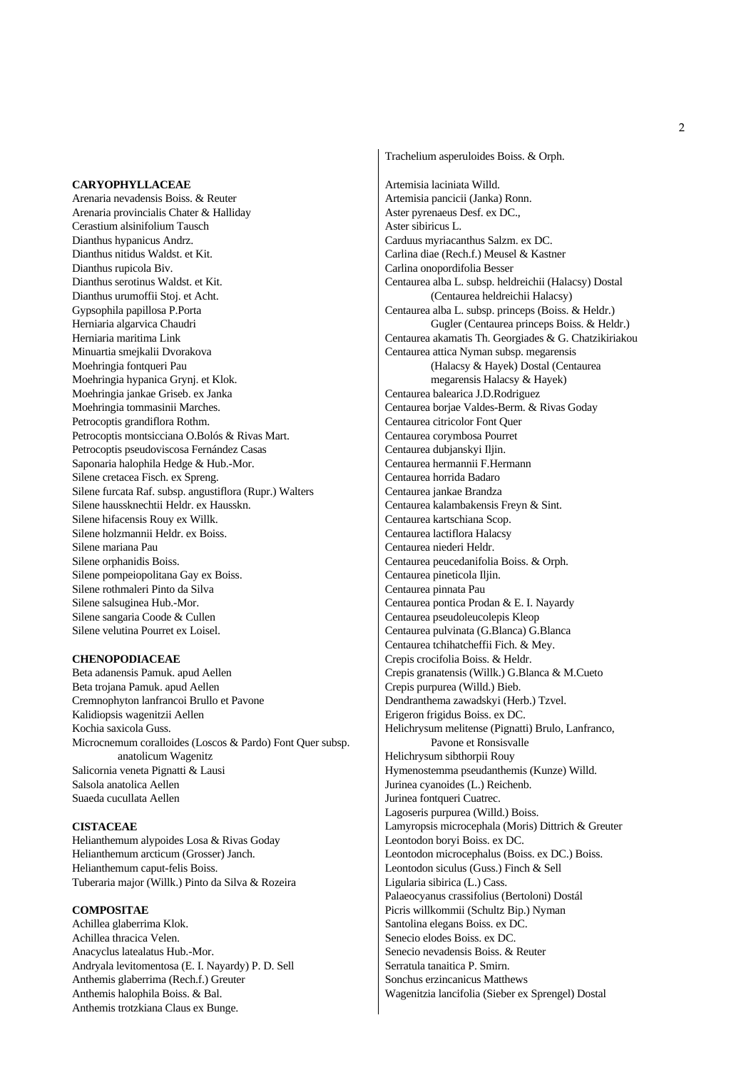**CARYOPHYLLACEAE**

Arenaria nevadensis Boiss. & Reuter
Arenaria provincialis Chater & Halliday
Cerastium alsinifolium Tausch
Dianthus hypanicus Andrz.
Dianthus nitidus Waldst. et Kit.
Dianthus rupicola Biv.
Dianthus serotinus Waldst. et Kit.
Dianthus urumoffii Stoj. et Acht.
Gypsophila papillosa P.Porta
Herniaria algarvica Chaudri
Herniaria maritima Link
Minuartia smejkalii Dvorakova
Moehringia fontqueri Pau
Moehringia hypanica Grynj. et Klok.
Moehringia jankae Griseb. ex Janka
Moehringia tommasinii Marches.
Petrocoptis grandiflora Rothm.
Petrocoptis montsicciana O.Bolós & Rivas Mart.
Petrocoptis pseudoviscosa Fernández Casas
Saponaria halophila Hedge & Hub.-Mor.
Silene cretacea Fisch. ex Spreng.
Silene furcata Raf. subsp. angustiflora (Rupr.) Walters
Silene haussknechtii Heldr. ex Hausskn.
Silene hifacensis Rouy ex Willk.
Silene holzmannii Heldr. ex Boiss.
Silene mariana Pau
Silene orphanidis Boiss.
Silene pompeiopolitana Gay ex Boiss.
Silene rothmaleri Pinto da Silva
Silene salsuginea Hub.-Mor.
Silene sangaria Coode & Cullen
Silene velutina Pourret ex Loisel.

**CHENOPODIACEAE**

Beta adanensis Pamuk. apud Aellen
Beta trojana Pamuk. apud Aellen
Cremnophyton lanfrancoi Brullo et Pavone
Kalidiopsis wagenitzii Aellen
Kochia saxicola Guss.
Microcnemum coralloides (Loscos & Pardo) Font Quer subsp. anatolicum Wagenitz
Salicornia veneta Pignatti & Lausi
Salsola anatolica Aellen
Suaeda cucullata Aellen

**CISTACEAE**

Helianthemum alypoides Losa & Rivas Goday
Helianthemum arcticum (Grosser) Janch.
Helianthemum caput-felis Boiss.
Tuberaria major (Willk.) Pinto da Silva & Rozeira

**COMPOSITAE**

Achillea glaberrima Klok.
Achillea thracica Velen.
Anacyclus latealatus Hub.-Mor.
Andryala levitomentosa (E. I. Nayardy) P. D. Sell
Anthemis glaberrima (Rech.f.) Greuter
Anthemis halophila Boiss. & Bal.
Anthemis trotzkiana Claus ex Bunge.

Trachelium asperuloides Boiss. & Orph.

Artemisia laciniata Willd.
Artemisia pancicii (Janka) Ronn.
Aster pyrenaeus Desf. ex DC.,
Aster sibiricus L.
Carduus myriacanthus Salzm. ex DC.
Carlina diae (Rech.f.) Meusel & Kastner
Carlina onopordifolia Besser
Centaurea alba L. subsp. heldreichii (Halacsy) Dostal (Centaurea heldreichii Halacsy)
Centaurea alba L. subsp. princeps (Boiss. & Heldr.) Gugler (Centaurea princeps Boiss. & Heldr.)
Centaurea akamatis Th. Georgiades & G. Chatzikiriakou
Centaurea attica Nyman subsp. megarensis (Halacsy & Hayek) Dostal (Centaurea megarensis Halacsy & Hayek)
Centaurea balearica J.D.Rodriguez
Centaurea borjae Valdes-Berm. & Rivas Goday
Centaurea citricolor Font Quer
Centaurea corymbosa Pourret
Centaurea dubjanskyi Iljin.
Centaurea hermannii F.Hermann
Centaurea horrida Badaro
Centaurea jankae Brandza
Centaurea kalambakensis Freyn & Sint.
Centaurea kartschiana Scop.
Centaurea lactiflora Halacsy
Centaurea niederi Heldr.
Centaurea peucedanifolia Boiss. & Orph.
Centaurea pineticola Iljin.
Centaurea pinnata Pau
Centaurea pontica Prodan & E. I. Nayardy
Centaurea pseudoleucolepis Kleop
Centaurea pulvinata (G.Blanca) G.Blanca
Centaurea tchihatcheffii Fich. & Mey.
Crepis crocifolia Boiss. & Heldr.
Crepis granatensis (Willk.) G.Blanca & M.Cueto
Crepis purpurea (Willd.) Bieb.
Dendranthema zawadskyi (Herb.) Tzvel.
Erigeron frigidus Boiss. ex DC.
Helichrysum melitense (Pignatti) Brulo, Lanfranco, Pavone et Ronsisvalle
Helichrysum sibthorpii Rouy
Hymenostemma pseudanthemis (Kunze) Willd.
Jurinea cyanoides (L.) Reichenb.
Jurinea fontqueri Cuatrec.
Lagoseris purpurea (Willd.) Boiss.
Lamyropsis microcephala (Moris) Dittrich & Greuter
Leontodon boryi Boiss. ex DC.
Leontodon microcephalus (Boiss. ex DC.) Boiss.
Leontodon siculus (Guss.) Finch & Sell
Ligularia sibirica (L.) Cass.
Palaeocyanus crassifolius (Bertoloni) Dostál
Picris willkommii (Schultz Bip.) Nyman
Santolina elegans Boiss. ex DC.
Senecio elodes Boiss. ex DC.
Senecio nevadensis Boiss. & Reuter
Serratula tanaitica P. Smirn.
Sonchus erzincanicus Matthews
Wagenitzia lancifolia (Sieber ex Sprengel) Dostal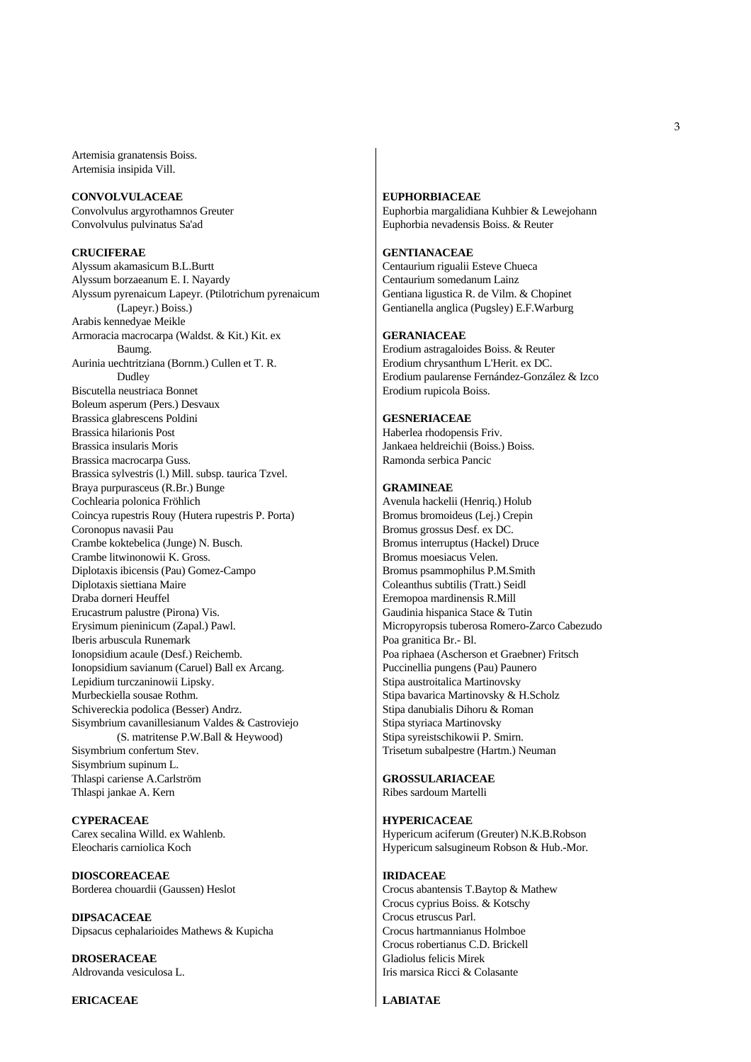Artemisia granatensis Boiss.
Artemisia insipida Vill.

**CONVOLVULACEAE**
Convolvulus argyrothamnos Greuter
Convolvulus pulvinatus Sa'ad

**CRUCIFERAE**
Alyssum akamasicum B.L.Burtt
Alyssum borzaeanum E. I. Nayardy
Alyssum pyrenaicum Lapeyr. (Ptilotrichum pyrenaicum (Lapeyr.) Boiss.)
Arabis kennedyae Meikle
Armoracia macrocarpa (Waldst. & Kit.) Kit. ex Baumg.
Aurinia uechtritziana (Bornm.) Cullen et T. R. Dudley
Biscutella neustriaca Bonnet
Boleum asperum (Pers.) Desvaux
Brassica glabrescens Poldini
Brassica hilarionis Post
Brassica insularis Moris
Brassica macrocarpa Guss.
Brassica sylvestris (l.) Mill. subsp. taurica Tzvel.
Braya purpurasceus (R.Br.) Bunge
Cochlearia polonica Fröhlich
Coincya rupestris Rouy (Hutera rupestris P. Porta)
Coronopus navasii Pau
Crambe koktebelica (Junge) N. Busch.
Crambe litwinonowii K. Gross.
Diplotaxis ibicensis (Pau) Gomez-Campo
Diplotaxis siettiana Maire
Draba dorneri Heuffel
Erucastrum palustre (Pirona) Vis.
Erysimum pieninicum (Zapal.) Pawl.
Iberis arbuscula Runemark
Ionopsidium acaule (Desf.) Reichemb.
Ionopsidium savianum (Caruel) Ball ex Arcang.
Lepidium turczaninowii Lipsky.
Murbeckiella sousae Rothm.
Schivereckia podolica (Besser) Andrz.
Sisymbrium cavanillesianum Valdes & Castroviejo (S. matritense P.W.Ball & Heywood)
Sisymbrium confertum Stev.
Sisymbrium supinum L.
Thlaspi cariense A.Carlström
Thlaspi jankae A. Kern

**CYPERACEAE**
Carex secalina Willd. ex Wahlenb.
Eleocharis carniolica Koch

**DIOSCOREACEAE**
Borderea chouardii (Gaussen) Heslot

**DIPSACACEAE**
Dipsacus cephalarioides Mathews & Kupicha

**DROSERACEAE**
Aldrovanda vesiculosa L.

**ERICACEAE**

**EUPHORBIACEAE**
Euphorbia margalidiana Kuhbier & Lewejohann
Euphorbia nevadensis Boiss. & Reuter

**GENTIANACEAE**
Centaurium rigualii Esteve Chueca
Centaurium somedanum Lainz
Gentiana ligustica R. de Vilm. & Chopinet
Gentianella anglica (Pugsley) E.F.Warburg

**GERANIACEAE**
Erodium astragaloides Boiss. & Reuter
Erodium chrysanthum L'Herit. ex DC.
Erodium paularense Fernández-González & Izco
Erodium rupicola Boiss.

**GESNERIACEAE**
Haberlea rhodopensis Friv.
Jankaea heldreichii (Boiss.) Boiss.
Ramonda serbica Pancic

**GRAMINEAE**
Avenula hackelii (Henriq.) Holub
Bromus bromoideus (Lej.) Crepin
Bromus grossus Desf. ex DC.
Bromus interruptus (Hackel) Druce
Bromus moesiacus Velen.
Bromus psammophilus P.M.Smith
Coleanthus subtilis (Tratt.) Seidl
Eremopoa mardinensis R.Mill
Gaudinia hispanica Stace & Tutin
Micropyropsis tuberosa Romero-Zarco Cabezudo
Poa granitica Br.- Bl.
Poa riphaea (Ascherson et Graebner) Fritsch
Puccinellia pungens (Pau) Paunero
Stipa austroitalica Martinovsky
Stipa bavarica Martinovsky & H.Scholz
Stipa danubialis Dihoru & Roman
Stipa styriaca Martinovsky
Stipa syreistschikowii P. Smirn.
Trisetum subalpestre (Hartm.) Neuman

**GROSSULARIACEAE**
Ribes sardoum Martelli

**HYPERICACEAE**
Hypericum aciferum (Greuter) N.K.B.Robson
Hypericum salsugineum Robson & Hub.-Mor.

**IRIDACEAE**
Crocus abantensis T.Baytop & Mathew
Crocus cyprius Boiss. & Kotschy
Crocus etruscus Parl.
Crocus hartmannianus Holmboe
Crocus robertianus C.D. Brickell
Gladiolus felicis Mirek
Iris marsica Ricci & Colasante

**LABIATAE**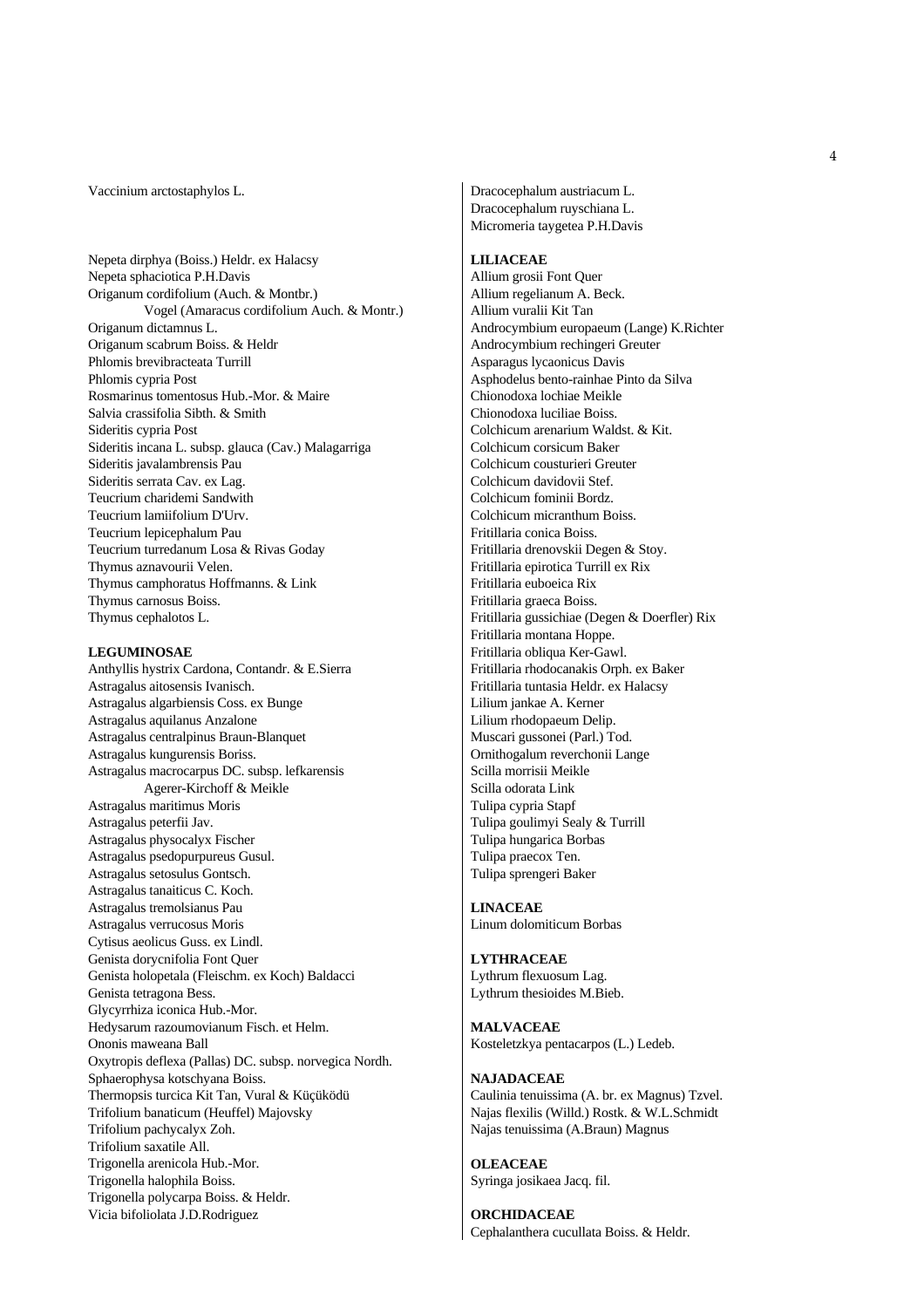Vaccinium arctostaphylos L.

Nepeta dirphya (Boiss.) Heldr. ex Halacsy
Nepeta sphaciotica P.H.Davis
Origanum cordifolium (Auch. & Montbr.)
Vogel (Amaracus cordifolium Auch. & Montr.)
Origanum dictamnus L.
Origanum scabrum Boiss. & Heldr
Phlomis brevibracteata Turrill
Phlomis cypria Post
Rosmarinus tomentosus Hub.-Mor. & Maire
Salvia crassifolia Sibth. & Smith
Sideritis cypria Post
Sideritis incana L. subsp. glauca (Cav.) Malagarriga
Sideritis javalambrensis Pau
Sideritis serrata Cav. ex Lag.
Teucrium charidemi Sandwith
Teucrium lamiifolium D'Urv.
Teucrium lepicephalum Pau
Teucrium turredanum Losa & Rivas Goday
Thymus aznavourii Velen.
Thymus camphoratus Hoffmanns. & Link
Thymus carnosus Boiss.
Thymus cephalotos L.

**LEGUMINOSAE**
Anthyllis hystrix Cardona, Contandr. & E.Sierra
Astragalus aitosensis Ivanisch.
Astragalus algarbiensis Coss. ex Bunge
Astragalus aquilanus Anzalone
Astragalus centralpinus Braun-Blanquet
Astragalus kungurensis Boriss.
Astragalus macrocarpus DC. subsp. lefkarensis
Agerer-Kirchoff & Meikle
Astragalus maritimus Moris
Astragalus peterfii Jav.
Astragalus physocalyx Fischer
Astragalus psedopurpureus Gusul.
Astragalus setosulus Gontsch.
Astragalus tanaiticus C. Koch.
Astragalus tremolsianus Pau
Astragalus verrucosus Moris
Cytisus aeolicus Guss. ex Lindl.
Genista dorycnifolia Font Quer
Genista holopetala (Fleischm. ex Koch) Baldacci
Genista tetragona Bess.
Glycyrrhiza iconica Hub.-Mor.
Hedysarum razoumovianum Fisch. et Helm.
Ononis maweana Ball
Oxytropis deflexa (Pallas) DC. subsp. norvegica Nordh.
Sphaerophysa kotschyana Boiss.
Thermopsis turcica Kit Tan, Vural & Küçüködü
Trifolium banaticum (Heuffel) Majovsky
Trifolium pachycalyx Zoh.
Trifolium saxatile All.
Trigonella arenicola Hub.-Mor.
Trigonella halophila Boiss.
Trigonella polycarpa Boiss. & Heldr.
Vicia bifoliolata J.D.Rodriguez

Dracocephalum austriacum L.
Dracocephalum ruyschiana L.
Micromeria taygetea P.H.Davis

**LILIACEAE**
Allium grosii Font Quer
Allium regelianum A. Beck.
Allium vuralii Kit Tan
Androcymbium europaeum (Lange) K.Richter
Androcymbium rechingeri Greuter
Asparagus lycaonicus Davis
Asphodelus bento-rainhae Pinto da Silva
Chionodoxa lochiae Meikle
Chionodoxa luciliae Boiss.
Colchicum arenarium Waldst. & Kit.
Colchicum corsicum Baker
Colchicum cousturieri Greuter
Colchicum davidovii Stef.
Colchicum fominii Bordz.
Colchicum micranthum Boiss.
Fritillaria conica Boiss.
Fritillaria drenovskii Degen & Stoy.
Fritillaria epirotica Turrill ex Rix
Fritillaria euboeica Rix
Fritillaria graeca Boiss.
Fritillaria gussichiae (Degen & Doerfler) Rix
Fritillaria montana Hoppe.
Fritillaria obliqua Ker-Gawl.
Fritillaria rhodocanakis Orph. ex Baker
Fritillaria tuntasia Heldr. ex Halacsy
Lilium jankae A. Kerner
Lilium rhodopaeum Delip.
Muscari gussonei (Parl.) Tod.
Ornithogalum reverchonii Lange
Scilla morrisii Meikle
Scilla odorata Link
Tulipa cypria Stapf
Tulipa goulimyi Sealy & Turrill
Tulipa hungarica Borbas
Tulipa praecox Ten.
Tulipa sprengeri Baker

**LINACEAE**
Linum dolomiticum Borbas

**LYTHRACEAE**
Lythrum flexuosum Lag.
Lythrum thesioides M.Bieb.

**MALVACEAE**
Kosteletzkya pentacarpos (L.) Ledeb.

**NAJADACEAE**
Caulinia tenuissima (A. br. ex Magnus) Tzvel.
Najas flexilis (Willd.) Rostk. & W.L.Schmidt
Najas tenuissima (A.Braun) Magnus

**OLEACEAE**
Syringa josikaea Jacq. fil.

**ORCHIDACEAE**
Cephalanthera cucullata Boiss. & Heldr.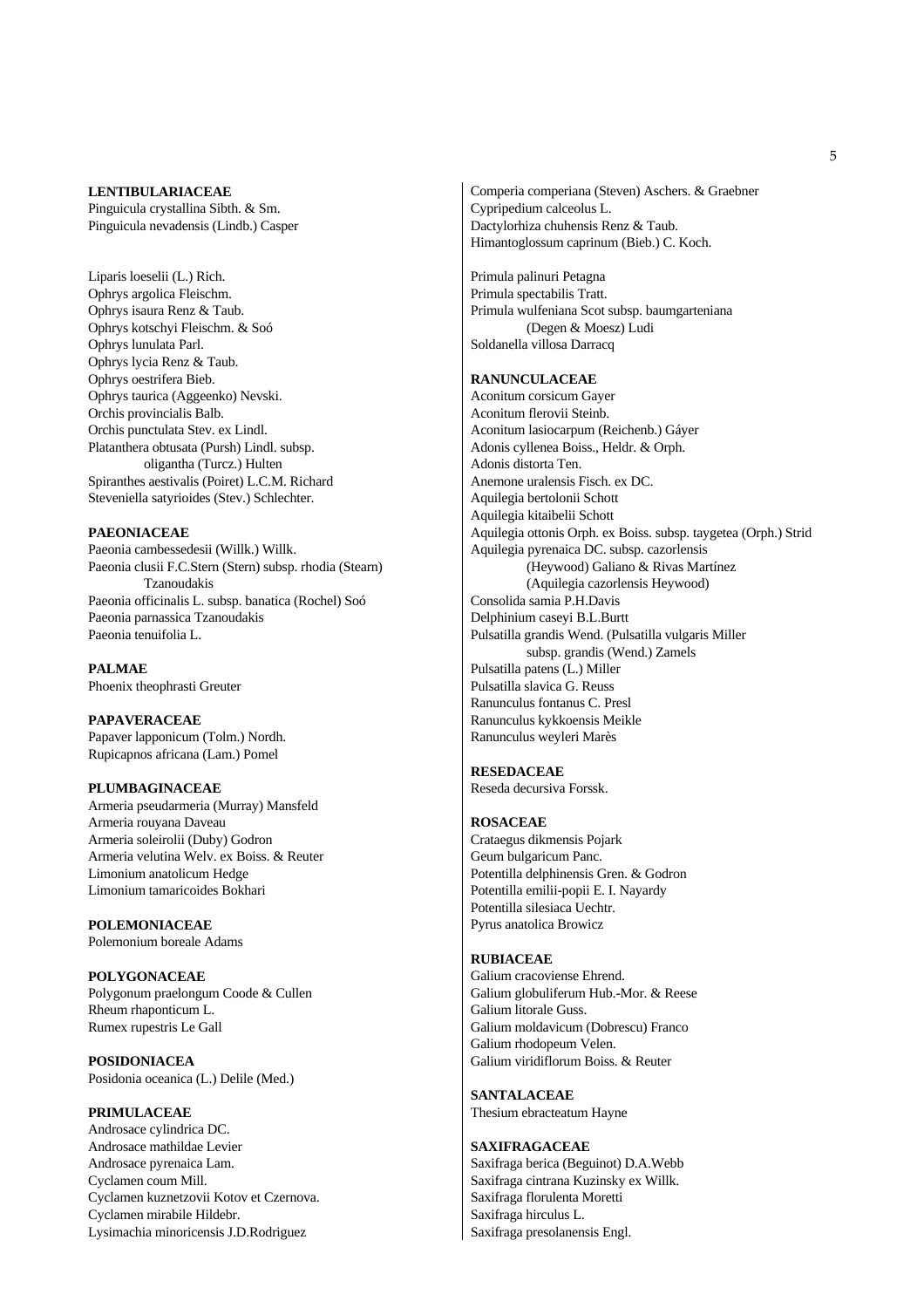**LENTIBULARIACEAE**
Pinguicula crystallina Sibth. & Sm.
Pinguicula nevadensis (Lindb.) Casper

Liparis loeselii (L.) Rich.
Ophrys argolica Fleischm.
Ophrys isaura Renz & Taub.
Ophrys kotschyi Fleischm. & Soó
Ophrys lunulata Parl.
Ophrys lycia Renz & Taub.
Ophrys oestrifera Bieb.
Ophrys taurica (Aggeenko) Nevski.
Orchis provincialis Balb.
Orchis punctulata Stev. ex Lindl.
Platanthera obtusata (Pursh) Lindl. subsp. oligantha (Turcz.) Hulten
Spiranthes aestivalis (Poiret) L.C.M. Richard
Steveniella satyrioides (Stev.) Schlechter.

**PAEONIACEAE**
Paeonia cambessedesii (Willk.) Willk.
Paeonia clusii F.C.Stern (Stern) subsp. rhodia (Stearn) Tzanoudakis
Paeonia officinalis L. subsp. banatica (Rochel) Soó
Paeonia parnassica Tzanoudakis
Paeonia tenuifolia L.

**PALMAE**
Phoenix theophrasti Greuter

**PAPAVERACEAE**
Papaver lapponicum (Tolm.) Nordh.
Rupicapnos africana (Lam.) Pomel

**PLUMBAGINACEAE**
Armeria pseudarmeria (Murray) Mansfeld
Armeria rouyana Daveau
Armeria soleirolii (Duby) Godron
Armeria velutina Welv. ex Boiss. & Reuter
Limonium anatolicum Hedge
Limonium tamaricoides Bokhari

**POLEMONIACEAE**
Polemonium boreale Adams

**POLYGONACEAE**
Polygonum praelongum Coode & Cullen
Rheum rhaponticum L.
Rumex rupestris Le Gall

**POSIDONIACEA**
Posidonia oceanica (L.) Delile (Med.)

**PRIMULACEAE**
Androsace cylindrica DC.
Androsace mathildae Levier
Androsace pyrenaica Lam.
Cyclamen coum Mill.
Cyclamen kuznetzovii Kotov et Czernova.
Cyclamen mirabile Hildebr.
Lysimachia minoricensis J.D.Rodriguez

Comperia comperiana (Steven) Aschers. & Graebner
Cypripedium calceolus L.
Dactylorhiza chuhensis Renz & Taub.
Himantoglossum caprinum (Bieb.) C. Koch.

Primula palinuri Petagna
Primula spectabilis Tratt.
Primula wulfeniana Scot subsp. baumgarteniana (Degen & Moesz) Ludi
Soldanella villosa Darracq

**RANUNCULACEAE**
Aconitum corsicum Gayer
Aconitum flerovii Steinb.
Aconitum lasiocarpum (Reichenb.) Gáyer
Adonis cyllenea Boiss., Heldr. & Orph.
Adonis distorta Ten.
Anemone uralensis Fisch. ex DC.
Aquilegia bertolonii Schott
Aquilegia kitaibelii Schott
Aquilegia ottonis Orph. ex Boiss. subsp. taygetea (Orph.) Strid
Aquilegia pyrenaica DC. subsp. cazorlensis (Heywood) Galiano & Rivas Martínez (Aquilegia cazorlensis Heywood)
Consolida samia P.H.Davis
Delphinium caseyi B.L.Burtt
Pulsatilla grandis Wend. (Pulsatilla vulgaris Miller subsp. grandis (Wend.) Zamels
Pulsatilla patens (L.) Miller
Pulsatilla slavica G. Reuss
Ranunculus fontanus C. Presl
Ranunculus kykkoensis Meikle
Ranunculus weyleri Marès

**RESEDACEAE**
Reseda decursiva Forssk.

**ROSACEAE**
Crataegus dikmensis Pojark
Geum bulgaricum Panc.
Potentilla delphinensis Gren. & Godron
Potentilla emilii-popii E. I. Nayardy
Potentilla silesiaca Uechtr.
Pyrus anatolica Browicz

**RUBIACEAE**
Galium cracoviense Ehrend.
Galium globuliferum Hub.-Mor. & Reese
Galium litorale Guss.
Galium moldavicum (Dobrescu) Franco
Galium rhodopeum Velen.
Galium viridiflorum Boiss. & Reuter

**SANTALACEAE**
Thesium ebracteatum Hayne

**SAXIFRAGACEAE**
Saxifraga berica (Beguinot) D.A.Webb
Saxifraga cintrana Kuzinsky ex Willk.
Saxifraga florulenta Moretti
Saxifraga hirculus L.
Saxifraga presolanensis Engl.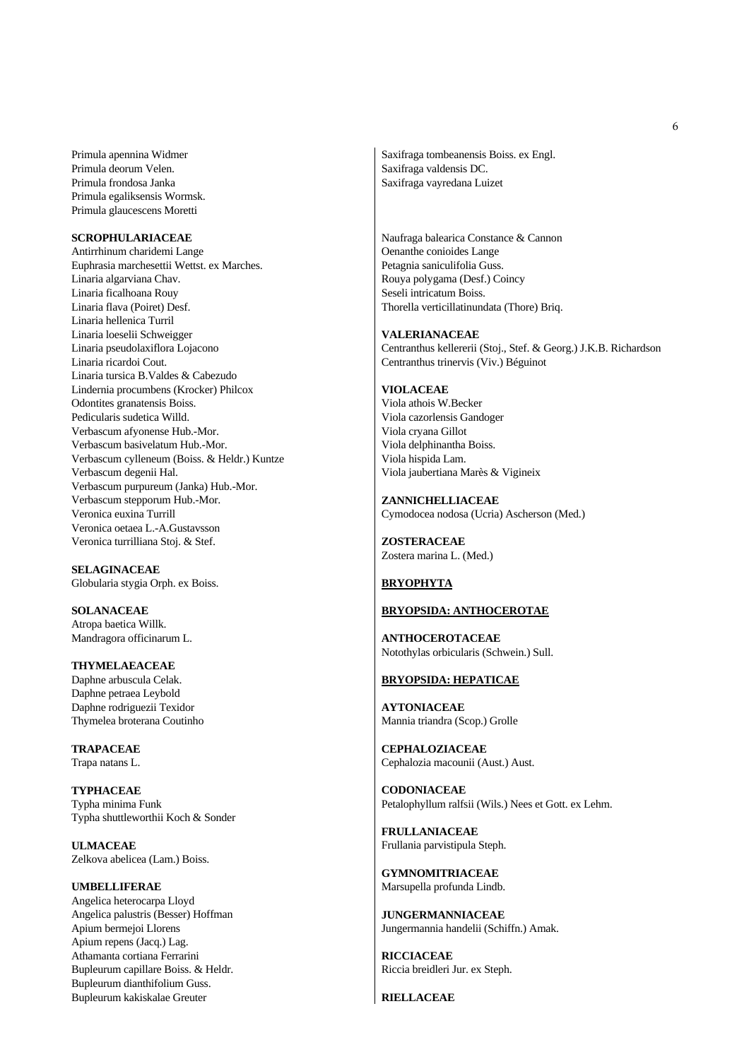Primula apennina Widmer
Primula deorum Velen.
Primula frondosa Janka
Primula egaliksensis Wormsk.
Primula glaucescens Moretti

**SCROPHULARIACEAE**
Antirrhinum charidemi Lange
Euphrasia marchesettii Wettst. ex Marches.
Linaria algarviana Chav.
Linaria ficalhoana Rouy
Linaria flava (Poiret) Desf.
Linaria hellenica Turril
Linaria loeselii Schweigger
Linaria pseudolaxiflora Lojacono
Linaria ricardoi Cout.
Linaria tursica B.Valdes & Cabezudo
Lindernia procumbens (Krocker) Philcox
Odontites granatensis Boiss.
Pedicularis sudetica Willd.
Verbascum afyonense Hub.-Mor.
Verbascum basivelatum Hub.-Mor.
Verbascum cylleneum (Boiss. & Heldr.) Kuntze
Verbascum degenii Hal.
Verbascum purpureum (Janka) Hub.-Mor.
Verbascum stepporum Hub.-Mor.
Veronica euxina Turrill
Veronica oetaea L.-A.Gustavsson
Veronica turrilliana Stoj. & Stef.

**SELAGINACEAE**
Globularia stygia Orph. ex Boiss.

**SOLANACEAE**
Atropa baetica Willk.
Mandragora officinarum L.

**THYMELAEACEAE**
Daphne arbuscula Celak.
Daphne petraea Leybold
Daphne rodriguezii Texidor
Thymelea broterana Coutinho

**TRAPACEAE**
Trapa natans L.

**TYPHACEAE**
Typha minima Funk
Typha shuttleworthii Koch & Sonder

**ULMACEAE**
Zelkova abelicea (Lam.) Boiss.

**UMBELLIFERAE**
Angelica heterocarpa Lloyd
Angelica palustris (Besser) Hoffman
Apium bermejoi Llorens
Apium repens (Jacq.) Lag.
Athamanta cortiana Ferrarini
Bupleurum capillare Boiss. & Heldr.
Bupleurum dianthifolium Guss.
Bupleurum kakiskalae Greuter

Saxifraga tombeanensis Boiss. ex Engl.
Saxifraga valdensis DC.
Saxifraga vayredana Luizet

Naufraga balearica Constance & Cannon
Oenanthe conioides Lange
Petagnia saniculifolia Guss.
Rouya polygama (Desf.) Coincy
Seseli intricatum Boiss.
Thorella verticillatinundata (Thore) Briq.

**VALERIANACEAE**
Centranthus kellererii (Stoj., Stef. & Georg.) J.K.B. Richardson
Centranthus trinervis (Viv.) Béguinot

**VIOLACEAE**
Viola athois W.Becker
Viola cazorlensis Gandoger
Viola cryana Gillot
Viola delphinantha Boiss.
Viola hispida Lam.
Viola jaubertiana Marès & Vigineix

**ZANNICHELLIACEAE**
Cymodocea nodosa (Ucria) Ascherson (Med.)

**ZOSTERACEAE**
Zostera marina L. (Med.)

**BRYOPHYTA**

**BRYOPSIDA: ANTHOCEROTAE**

**ANTHOCEROTACEAE**
Notothylas orbicularis (Schwein.) Sull.

**BRYOPSIDA: HEPATICAE**

**AYTONIACEAE**
Mannia triandra (Scop.) Grolle

**CEPHALOZIACEAE**
Cephalozia macounii (Aust.) Aust.

**CODONIACEAE**
Petalophyllum ralfsii (Wils.) Nees et Gott. ex Lehm.

**FRULLANIACEAE**
Frullania parvistipula Steph.

**GYMNOMITRIACEAE**
Marsupella profunda Lindb.

**JUNGERMANNIACEAE**
Jungermannia handelii (Schiffn.) Amak.

**RICCIACEAE**
Riccia breidleri Jur. ex Steph.

**RIELLACEAE**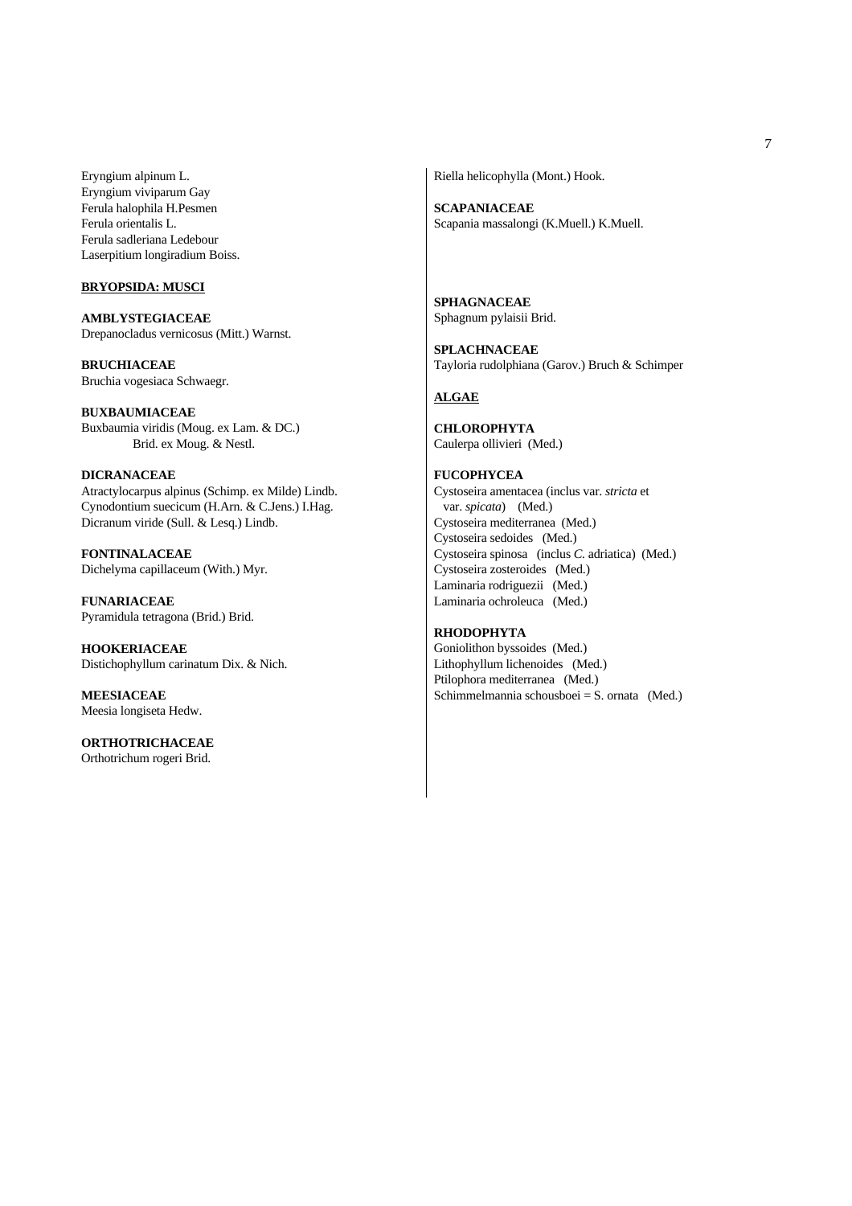Eryngium alpinum L.
Eryngium viviparum Gay
Ferula halophila H.Pesmen
Ferula orientalis L.
Ferula sadleriana Ledebour
Laserpitium longiradium Boiss.

**BRYOPSIDA: MUSCI**

**AMBLYSTEGIACEAE**
Drepanocladus vernicosus (Mitt.) Warnst.

**BRUCHIACEAE**
Bruchia vogesiaca Schwaegr.

**BUXBAUMIACEAE**
Buxbaumia viridis (Moug. ex Lam. & DC.) Brid. ex Moug. & Nestl.

**DICRANACEAE**
Atractylocarpus alpinus (Schimp. ex Milde) Lindb.
Cynodontium suecicum (H.Arn. & C.Jens.) I.Hag.
Dicranum viride (Sull. & Lesq.) Lindb.

**FONTINALACEAE**
Dichelyma capillaceum (With.) Myr.

**FUNARIACEAE**
Pyramidula tetragona (Brid.) Brid.

**HOOKERIACEAE**
Distichophyllum carinatum Dix. & Nich.

**MEESIACEAE**
Meesia longiseta Hedw.

**ORTHOTRICHACEAE**
Orthotrichum rogeri Brid.

Riella helicophylla (Mont.) Hook.

**SCAPANIACEAE**
Scapania massalongi (K.Muell.) K.Muell.

**SPHAGNACEAE**
Sphagnum pylaisii Brid.

**SPLACHNACEAE**
Tayloria rudolphiana (Garov.) Bruch & Schimper

**ALGAE**

**CHLOROPHYTA**
Caulerpa ollivieri (Med.)

**FUCOPHYCEA**
Cystoseira amentacea (inclus var. *stricta* et var. *spicata*) (Med.)
Cystoseira mediterranea (Med.)
Cystoseira sedoides (Med.)
Cystoseira spinosa (inclus *C.* adriatica) (Med.)
Cystoseira zosteroides (Med.)
Laminaria rodriguezii (Med.)
Laminaria ochroleuca (Med.)

**RHODOPHYTA**
Goniolithon byssoides (Med.)
Lithophyllum lichenoides (Med.)
Ptilophora mediterranea (Med.)
Schimmelmannia schousboei = S. ornata (Med.)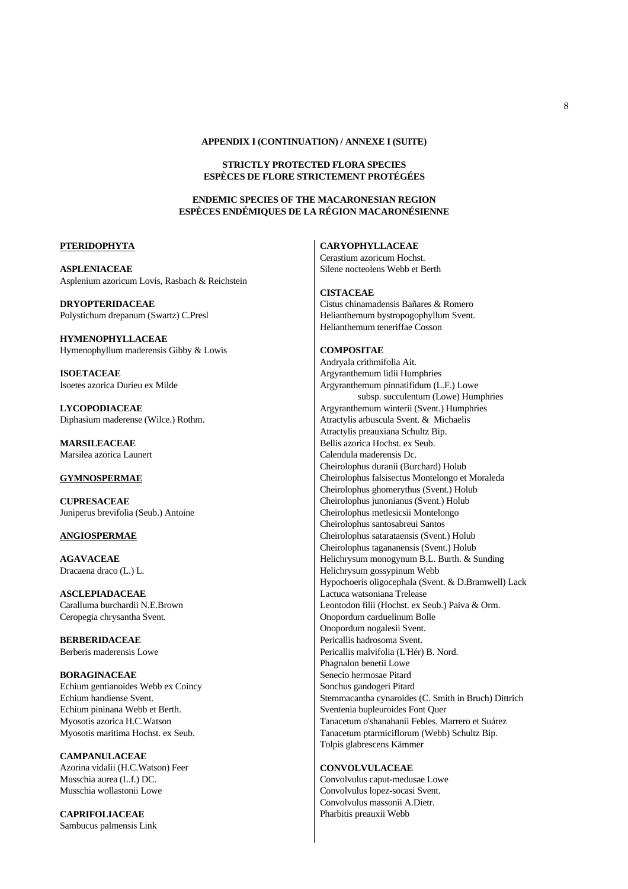**APPENDIX I (CONTINUATION) / ANNEXE I (SUITE)**

**STRICTLY PROTECTED FLORA SPECIES**
**ESPÈCES DE FLORE STRICTEMENT PROTÉGÉES**

**ENDEMIC SPECIES OF THE MACARONESIAN REGION**
**ESPÈCES ENDÉMIQUES DE LA RÉGION MACARONÉSIENNE**

**PTERIDOPHYTA**

**ASPLENIACEAE**
Asplenium azoricum Lovis, Rasbach & Reichstein

**DRYOPTERIDACEAE**
Polystichum drepanum (Swartz) C.Presl

**HYMENOPHYLLACEAE**
Hymenophyllum maderensis Gibby & Lowis

**ISOETACEAE**
Isoetes azorica Durieu ex Milde

**LYCOPODIACEAE**
Diphasium maderense (Wilce.) Rothm.

**MARSILEACEAE**
Marsilea azorica Launert

**GYMNOSPERMAE**

**CUPRESACEAE**
Juniperus brevifolia (Seub.) Antoine

**ANGIOSPERMAE**

**AGAVACEAE**
Dracaena draco (L.) L.

**ASCLEPIADACEAE**
Caralluma burchardii N.E.Brown
Ceropegia chrysantha Svent.

**BERBERIDACEAE**
Berberis maderensis Lowe

**BORAGINACEAE**
Echium gentianoides Webb ex Coincy
Echium handiense Svent.
Echium pininana Webb et Berth.
Myosotis azorica H.C.Watson
Myosotis maritima Hochst. ex Seub.

**CAMPANULACEAE**
Azorina vidalii (H.C.Watson) Feer
Musschia aurea (L.f.) DC.
Musschia wollastonii Lowe

**CAPRIFOLIACEAE**
Sambucus palmensis Link

**CARYOPHYLLACEAE**
Cerastium azoricum Hochst.
Silene nocteolens Webb et Berth

**CISTACEAE**
Cistus chinamadensis Bañares & Romero
Helianthemum bystropogophyllum Svent.
Helianthemum teneriffae Cosson

**COMPOSITAE**
Andryala crithmifolia Ait.
Argyranthemum lidii Humphries
Argyranthemum pinnatifidum (L.F.) Lowe
subsp. succulentum (Lowe) Humphries
Argyranthemum winterii (Svent.) Humphries
Atractylis arbuscula Svent. & Michaelis
Atractylis preauxiana Schultz Bip.
Bellis azorica Hochst. ex Seub.
Calendula maderensis Dc.
Cheirolophus duranii (Burchard) Holub
Cheirolophus falsisectus Montelongo et Moraleda
Cheirolophus ghomerythus (Svent.) Holub
Cheirolophus junonianus (Svent.) Holub
Cheirolophus metlesicsii Montelongo
Cheirolophus santosabreui Santos
Cheirolophus satarataensis (Svent.) Holub
Cheirolophus tagananensis (Svent.) Holub
Helichrysum monogynum B.L. Burth. & Sunding
Helichrysum gossypinum Webb
Hypochoeris oligocephala (Svent. & D.Bramwell) Lack
Lactuca watsoniana Trelease
Leontodon filii (Hochst. ex Seub.) Paiva & Orm.
Onopordum carduelinum Bolle
Onopordum nogalesii Svent.
Pericallis hadrosoma Svent.
Pericallis malvifolia (L'Hér) B. Nord.
Phagnalon benetii Lowe
Senecio hermosae Pitard
Sonchus gandogeri Pitard
Stemmacantha cynaroides (C. Smith in Bruch) Dittrich
Sventenia bupleuroides Font Quer
Tanacetum o'shanahanii Febles. Marrero et Suárez
Tanacetum ptarmiciflorum (Webb) Schultz Bip.
Tolpis glabrescens Kämmer

**CONVOLVULACEAE**
Convolvulus caput-medusae Lowe
Convolvulus lopez-socasi Svent.
Convolvulus massonii A.Dietr.
Pharbitis preauxii Webb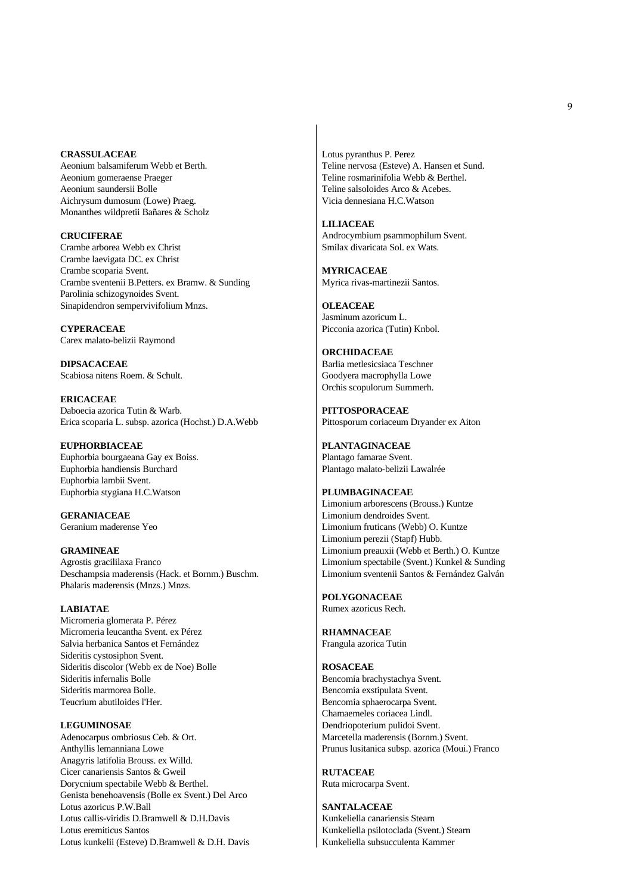**CRASSULACEAE**
Aeonium balsamiferum Webb et Berth.
Aeonium gomeraense Praeger
Aeonium saundersii Bolle
Aichrysum dumosum (Lowe) Praeg.
Monanthes wildpretii Bañares & Scholz

**CRUCIFERAE**
Crambe arborea Webb ex Christ
Crambe laevigata DC. ex Christ
Crambe scoparia Svent.
Crambe sventenii B.Petters. ex Bramw. & Sunding
Parolinia schizogynoides Svent.
Sinapidendron sempervivifolium Mnzs.

**CYPERACEAE**
Carex malato-belizii Raymond

**DIPSACACEAE**
Scabiosa nitens Roem. & Schult.

**ERICACEAE**
Daboecia azorica Tutin & Warb.
Erica scoparia L. subsp. azorica (Hochst.) D.A.Webb

**EUPHORBIACEAE**
Euphorbia bourgaeana Gay ex Boiss.
Euphorbia handiensis Burchard
Euphorbia lambii Svent.
Euphorbia stygiana H.C.Watson

**GERANIACEAE**
Geranium maderense Yeo

**GRAMINEAE**
Agrostis gracililaxa Franco
Deschampsia maderensis (Hack. et Bornm.) Buschm.
Phalaris maderensis (Mnzs.) Mnzs.

**LABIATAE**
Micromeria glomerata P. Pérez
Micromeria leucantha Svent. ex Pérez
Salvia herbanica Santos et Fernández
Sideritis cystosiphon Svent.
Sideritis discolor (Webb ex de Noe) Bolle
Sideritis infernalis Bolle
Sideritis marmorea Bolle.
Teucrium abutiloides l'Her.

**LEGUMINOSAE**
Adenocarpus ombriosus Ceb. & Ort.
Anthyllis lemanniana Lowe
Anagyris latifolia Brouss. ex Willd.
Cicer canariensis Santos & Gweil
Dorycnium spectabile Webb & Berthel.
Genista benehoavensis (Bolle ex Svent.) Del Arco
Lotus azoricus P.W.Ball
Lotus callis-viridis D.Bramwell & D.H.Davis
Lotus eremiticus Santos
Lotus kunkelii (Esteve) D.Bramwell & D.H. Davis
Lotus pyranthus P. Perez
Teline nervosa (Esteve) A. Hansen et Sund.
Teline rosmarinifolia Webb & Berthel.
Teline salsoloides Arco & Acebes.
Vicia dennesiana H.C.Watson

**LILIACEAE**
Androcymbium psammophilum Svent.
Smilax divaricata Sol. ex Wats.

**MYRICACEAE**
Myrica rivas-martinezii Santos.

**OLEACEAE**
Jasminum azoricum L.
Picconia azorica (Tutin) Knbol.

**ORCHIDACEAE**
Barlia metlesicsiaca Teschner
Goodyera macrophylla Lowe
Orchis scopulorum Summerh.

**PITTOSPORACEAE**
Pittosporum coriaceum Dryander ex Aiton

**PLANTAGINACEAE**
Plantago famarae Svent.
Plantago malato-belizii Lawalrée

**PLUMBAGINACEAE**
Limonium arborescens (Brouss.) Kuntze
Limonium dendroides Svent.
Limonium fruticans (Webb) O. Kuntze
Limonium perezii (Stapf) Hubb.
Limonium preauxii (Webb et Berth.) O. Kuntze
Limonium spectabile (Svent.) Kunkel & Sunding
Limonium sventenii Santos & Fernández Galván

**POLYGONACEAE**
Rumex azoricus Rech.

**RHAMNACEAE**
Frangula azorica Tutin

**ROSACEAE**
Bencomia brachystachya Svent.
Bencomia exstipulata Svent.
Bencomia sphaerocarpa Svent.
Chamaemeles coriacea Lindl.
Dendriopoterium pulidoi Svent.
Marcetella maderensis (Bornm.) Svent.
Prunus lusitanica subsp. azorica (Moui.) Franco

**RUTACEAE**
Ruta microcarpa Svent.

**SANTALACEAE**
Kunkeliella canariensis Stearn
Kunkeliella psilotoclada (Svent.) Stearn
Kunkeliella subsucculenta Kammer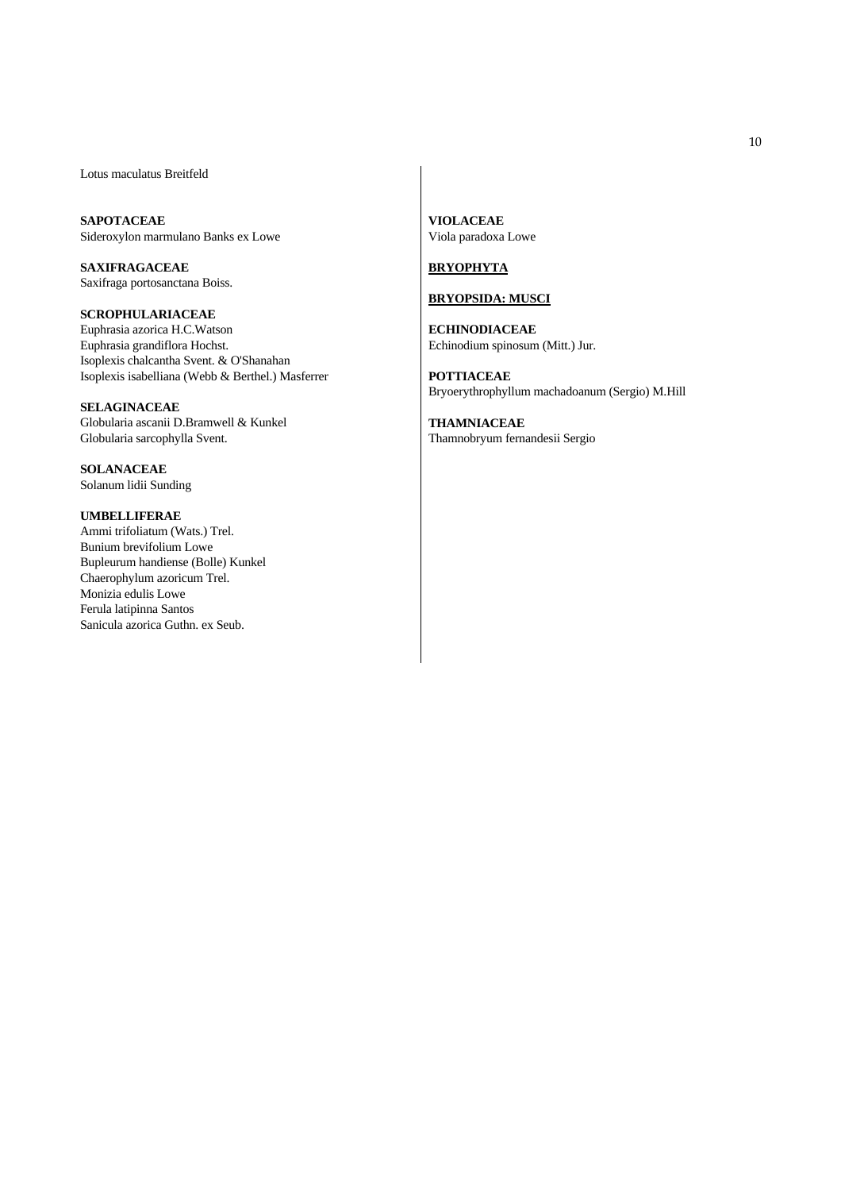Lotus maculatus Breitfeld

**SAPOTACEAE**
Sideroxylon marmulano Banks ex Lowe

**SAXIFRAGACEAE**
Saxifraga portosanctana Boiss.

**SCROPHULARIACEAE**
Euphrasia azorica H.C.Watson
Euphrasia grandiflora Hochst.
Isoplexis chalcantha Svent. & O'Shanahan
Isoplexis isabelliana (Webb & Berthel.) Masferrer

**SELAGINACEAE**
Globularia ascanii D.Bramwell & Kunkel
Globularia sarcophylla Svent.

**SOLANACEAE**
Solanum lidii Sunding

**UMBELLIFERAE**
Ammi trifoliatum (Wats.) Trel.
Bunium brevifolium Lowe
Bupleurum handiense (Bolle) Kunkel
Chaerophylum azoricum Trel.
Monizia edulis Lowe
Ferula latipinna Santos
Sanicula azorica Guthn. ex Seub.

**VIOLACEAE**
Viola paradoxa Lowe

**BRYOPHYTA**

**BRYOPSIDA: MUSCI**

**ECHINODIACEAE**
Echinodium spinosum (Mitt.) Jur.

**POTTIACEAE**
Bryoerythrophyllum machadoanum (Sergio) M.Hill

**THAMNIACEAE**
Thamnobryum fernandesii Sergio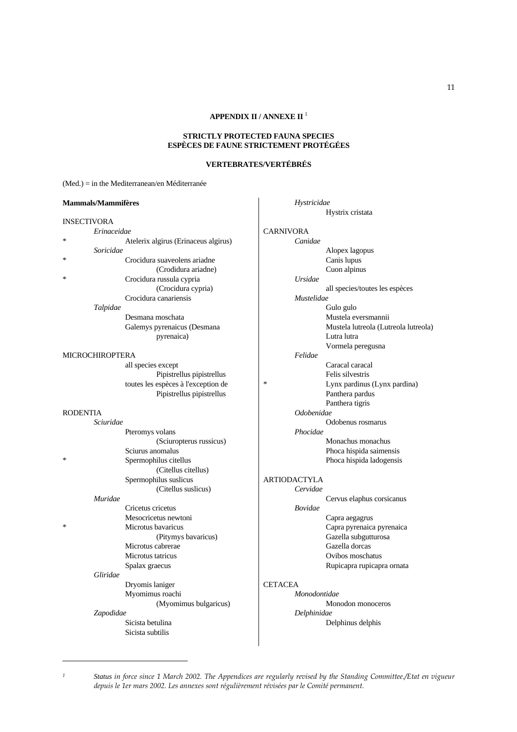## APPENDIX II / ANNEXE II [1]

### STRICTLY PROTECTED FAUNA SPECIES
### ESPÈCES DE FAUNE STRICTEMENT PROTÉGÉES

### VERTEBRATES/VERTÉBRÉS

(Med.) = in the Mediterranean/en Méditerranée

**Mammals/Mammifères**

INSECTIVORA

*Erinaceidae*

\* Atelerix algirus (Erinaceus algirus)

*Soricidae*

\* Crocidura suaveolens ariadne (Crodidura ariadne)

\* Crocidura russula cypria (Crocidura cypria)

Crocidura canariensis

*Talpidae*

Desmana moschata

Galemys pyrenaicus (Desmana pyrenaica)

MICROCHIROPTERA

all species except Pipistrellus pipistrellus

toutes les espèces à l'exception de Pipistrellus pipistrellus

RODENTIA

*Sciuridae*

Pteromys volans (Sciuropterus russicus)

Sciurus anomalus

\* Spermophilus citellus (Citellus citellus)

Spermophilus suslicus (Citellus suslicus)

*Muridae*

Cricetus cricetus

Mesocricetus newtoni

\* Microtus bavaricus (Pitymys bavaricus)

Microtus cabrerae

Microtus tatricus

Spalax graecus

*Gliridae*

Dryomis laniger

Myomimus roachi (Myomimus bulgaricus)

*Zapodidae*

Sicista betulina

Sicista subtilis

*Hystricidae*

Hystrix cristata

CARNIVORA

*Canidae*

Alopex lagopus

Canis lupus

Cuon alpinus

*Ursidae*

all species/toutes les espèces

*Mustelidae*

Gulo gulo

Mustela eversmannii

Mustela lutreola (Lutreola lutreola)

Lutra lutra

Vormela peregusna

*Felidae*

Caracal caracal

Felis silvestris

\* Lynx pardinus (Lynx pardina)

Panthera pardus

Panthera tigris

*Odobenidae*

Odobenus rosmarus

*Phocidae*

Monachus monachus

Phoca hispida saimensis

Phoca hispida ladogensis

ARTIODACTYLA

*Cervidae*

Cervus elaphus corsicanus

*Bovidae*

Capra aegagrus

Capra pyrenaica pyrenaica

Gazella subgutturosa

Gazella dorcas

Ovibos moschatus

Rupicapra rupicapra ornata

CETACEA

*Monodontidae*

Monodon monoceros

*Delphinidae*

Delphinus delphis

---

[1] *Status in force since 1 March 2002. The Appendices are regularly revised by the Standing Committee./Etat en vigueur depuis le 1er mars 2002. Les annexes sont régulièrement révisées par le Comité permanent.*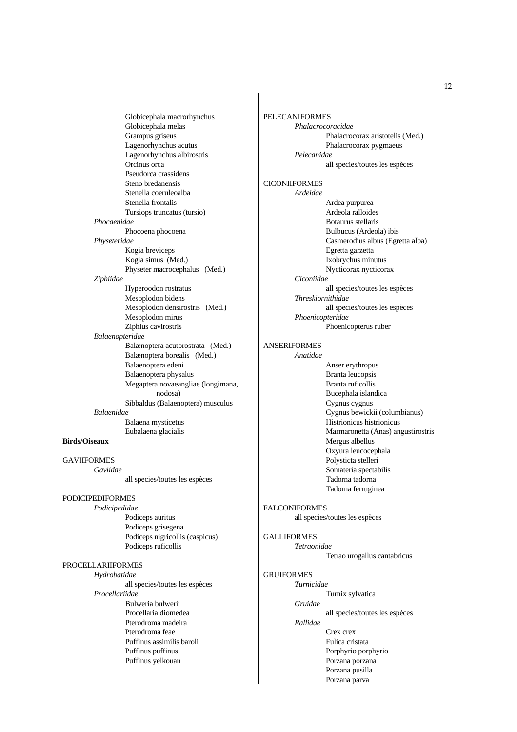Globicephala macrorhynchus
Globicephala melas
Grampus griseus
Lagenorhynchus acutus
Lagenorhynchus albirostris
Orcinus orca
Pseudorca crassidens
Steno bredanensis
Stenella coeruleoalba
Stenella frontalis
Tursiops truncatus (tursio)

*Phocaenidae*

Phocoena phocoena

*Physeteridae*

Kogia breviceps
Kogia simus (Med.)
Physeter macrocephalus (Med.)

*Ziphiidae*

Hyperoodon rostratus
Mesoplodon bidens
Mesoplodon densirostris (Med.)
Mesoplodon mirus
Ziphius cavirostris

*Balaenopteridae*

Balænoptera acutorostrata (Med.)
Balænoptera borealis (Med.)
Balaenoptera edeni
Balaenoptera physalus
Megaptera novaeangliae (longimana, nodosa)
Sibbaldus (Balaenoptera) musculus

*Balaenidae*

Balaena mysticetus
Eubalaena glacialis

**Birds/Oiseaux**

GAVIIFORMES

*Gaviidae*

all species/toutes les espèces

PODICIPEDIFORMES

*Podicipedidae*

Podiceps auritus
Podiceps grisegena
Podiceps nigricollis (caspicus)
Podiceps ruficollis

PROCELLARIIFORMES

*Hydrobatidae*

all species/toutes les espèces

*Procellariidae*

Bulweria bulwerii
Procellaria diomedea
Pterodroma madeira
Pterodroma feae
Puffinus assimilis baroli
Puffinus puffinus
Puffinus yelkouan

PELECANIFORMES

*Phalacrocoracidae*

Phalacrocorax aristotelis (Med.)
Phalacrocorax pygmaeus

*Pelecanidae*

all species/toutes les espèces

CICONIIFORMES

*Ardeidae*

Ardea purpurea
Ardeola ralloides
Botaurus stellaris
Bulbucus (Ardeola) ibis
Casmerodius albus (Egretta alba)
Egretta garzetta
Ixobrychus minutus
Nycticorax nycticorax

*Ciconiidae*

all species/toutes les espèces

*Threskiornithidae*

all species/toutes les espèces

*Phoenicopteridae*

Phoenicopterus ruber

ANSERIFORMES

*Anatidae*

Anser erythropus
Branta leucopsis
Branta ruficollis
Bucephala islandica
Cygnus cygnus
Cygnus bewickii (columbianus)
Histrionicus histrionicus
Marmaronetta (Anas) angustirostris
Mergus albellus
Oxyura leucocephala
Polysticta stelleri
Somateria spectabilis
Tadorna tadorna
Tadorna ferruginea

FALCONIFORMES

all species/toutes les espèces

GALLIFORMES

*Tetraonidae*

Tetrao urogallus cantabricus

GRUIFORMES

*Turnicidae*

Turnix sylvatica

*Gruidae*

all species/toutes les espèces

*Rallidae*

Crex crex
Fulica cristata
Porphyrio porphyrio
Porzana porzana
Porzana pusilla
Porzana parva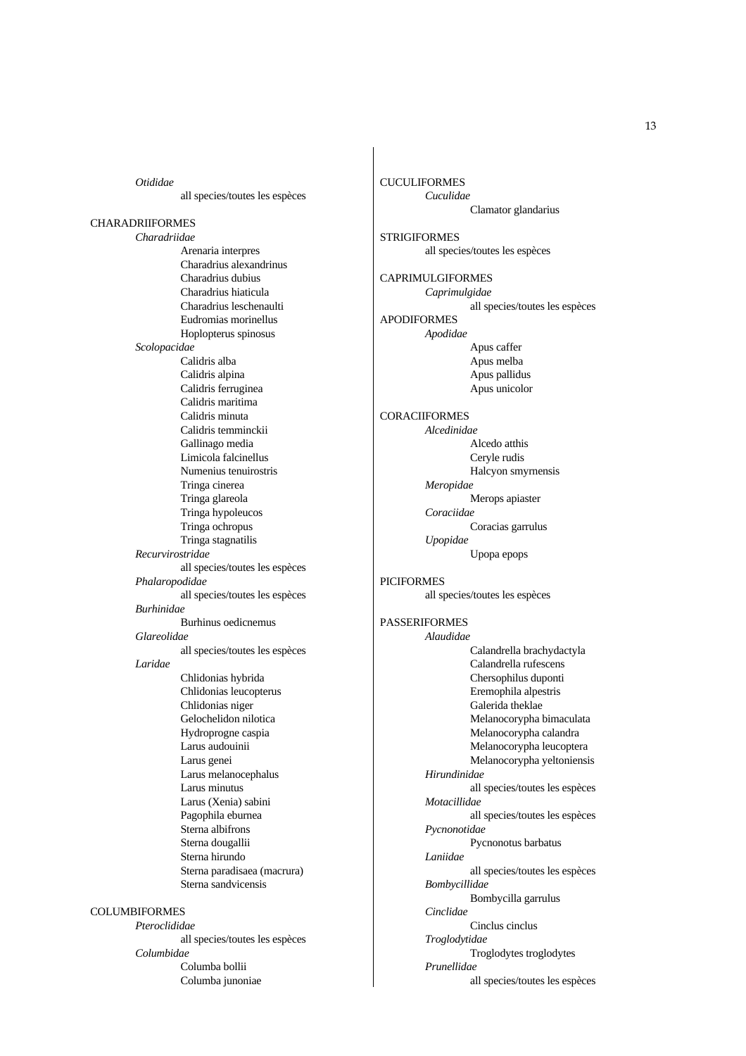*Otididae*

all species/toutes les espèces

CHARADRIIFORMES

*Charadriidae*

Arenaria interpres
Charadrius alexandrinus
Charadrius dubius
Charadrius hiaticula
Charadrius leschenaulti
Eudromias morinellus
Hoplopterus spinosus

*Scolopacidae*

Calidris alba
Calidris alpina
Calidris ferruginea
Calidris maritima
Calidris minuta
Calidris temminckii
Gallinago media
Limicola falcinellus
Numenius tenuirostris
Tringa cinerea
Tringa glareola
Tringa hypoleucos
Tringa ochropus
Tringa stagnatilis

*Recurvirostridae*

all species/toutes les espèces

*Phalaropodidae*

all species/toutes les espèces

*Burhinidae*

Burhinus oedicnemus

*Glareolidae*

all species/toutes les espèces

*Laridae*

Chlidonias hybrida
Chlidonias leucopterus
Chlidonias niger
Gelochelidon nilotica
Hydroprogne caspia
Larus audouinii
Larus genei
Larus melanocephalus
Larus minutus
Larus (Xenia) sabini
Pagophila eburnea
Sterna albifrons
Sterna dougallii
Sterna hirundo
Sterna paradisaea (macrura)
Sterna sandvicensis

COLUMBIFORMES

*Pteroclididae*

all species/toutes les espèces

*Columbidae*

Columba bollii
Columba junoniae

CUCULIFORMES

*Cuculidae*

Clamator glandarius

STRIGIFORMES

all species/toutes les espèces

CAPRIMULGIFORMES

*Caprimulgidae*

all species/toutes les espèces

APODIFORMES

*Apodidae*

Apus caffer
Apus melba
Apus pallidus
Apus unicolor

CORACIIFORMES

*Alcedinidae*

Alcedo atthis
Ceryle rudis
Halcyon smyrnensis

*Meropidae*

Merops apiaster

*Coraciidae*

Coracias garrulus

*Upopidae*

Upopa epops

PICIFORMES

all species/toutes les espèces

PASSERIFORMES

*Alaudidae*

Calandrella brachydactyla
Calandrella rufescens
Chersophilus duponti
Eremophila alpestris
Galerida theklae
Melanocorypha bimaculata
Melanocorypha calandra
Melanocorypha leucoptera
Melanocorypha yeltoniensis

*Hirundinidae*

all species/toutes les espèces

*Motacillidae*

all species/toutes les espèces

*Pycnonotidae*

Pycnonotus barbatus

*Laniidae*

all species/toutes les espèces

*Bombycillidae*

Bombycilla garrulus

*Cinclidae*

Cinclus cinclus

*Troglodytidae*

Troglodytes troglodytes

*Prunellidae*

all species/toutes les espèces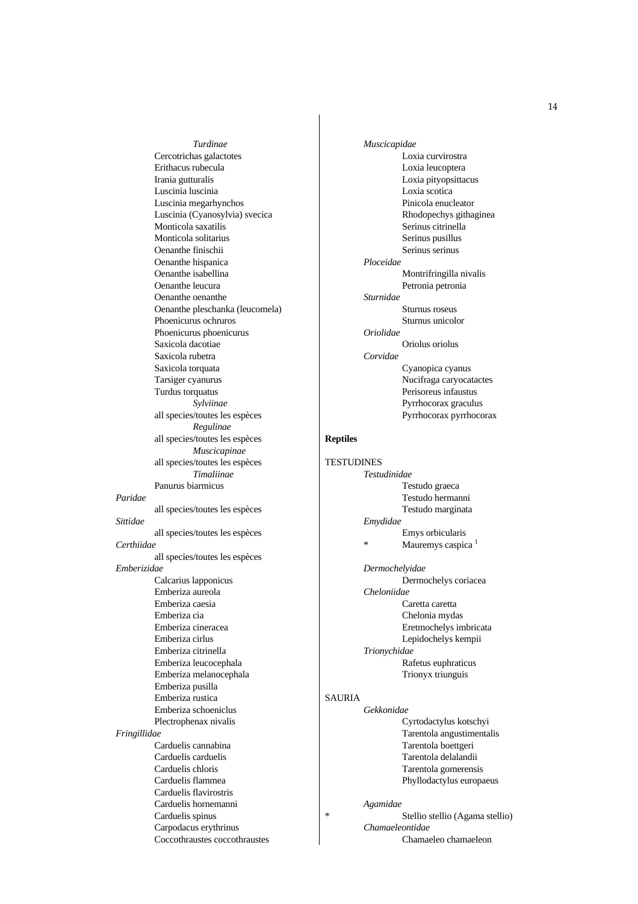*Turdinae*

Cercotrichas galactotes
Erithacus rubecula
Irania gutturalis
Luscinia luscinia
Luscinia megarhynchos
Luscinia (Cyanosylvia) svecica
Monticola saxatilis
Monticola solitarius
Oenanthe finischii
Oenanthe hispanica
Oenanthe isabellina
Oenanthe leucura
Oenanthe oenanthe
Oenanthe pleschanka (leucomela)
Phoenicurus ochruros
Phoenicurus phoenicurus
Saxicola dacotiae
Saxicola rubetra
Saxicola torquata
Tarsiger cyanurus
Turdus torquatus

*Sylviinae*

all species/toutes les espèces

*Regulinae*

all species/toutes les espèces

*Muscicapinae*

all species/toutes les espèces

*Timaliinae*

Panurus biarmicus

*Paridae*

all species/toutes les espèces

*Sittidae*

all species/toutes les espèces

*Certhiidae*

all species/toutes les espèces

*Emberizidae*

Calcarius lapponicus
Emberiza aureola
Emberiza caesia
Emberiza cia
Emberiza cineracea
Emberiza cirlus
Emberiza citrinella
Emberiza leucocephala
Emberiza melanocephala
Emberiza pusilla
Emberiza rustica
Emberiza schoeniclus
Plectrophenax nivalis

*Fringillidae*

Carduelis cannabina
Carduelis carduelis
Carduelis chloris
Carduelis flammea
Carduelis flavirostris
Carduelis hornemanni
Carduelis spinus
Carpodacus erythrinus
Coccothraustes coccothraustes

*Muscicapidae*

Loxia curvirostra
Loxia leucoptera
Loxia pityopsittacus
Loxia scotica
Pinicola enucleator
Rhodopechys githaginea
Serinus citrinella
Serinus pusillus
Serinus serinus

*Ploceidae*

Montrifringilla nivalis
Petronia petronia

*Sturnidae*

Sturnus roseus
Sturnus unicolor

*Oriolidae*

Oriolus oriolus

*Corvidae*

Cyanopica cyanus
Nucifraga caryocatactes
Perisoreus infaustus
Pyrrhocorax graculus
Pyrrhocorax pyrrhocorax

**Reptiles**

TESTUDINES

*Testudinidae*

Testudo graeca
Testudo hermanni
Testudo marginata

*Emydidae*

Emys orbicularis
* Mauremys caspica [1]

*Dermochelyidae*

Dermochelys coriacea

*Cheloniidae*

Caretta caretta
Chelonia mydas
Eretmochelys imbricata
Lepidochelys kempii

*Trionychidae*

Rafetus euphraticus
Trionyx triunguis

SAURIA

*Gekkonidae*

Cyrtodactylus kotschyi
Tarentola angustimentalis
Tarentola boettgeri
Tarentola delalandii
Tarentola gomerensis
Phyllodactylus europaeus

*Agamidae*

* Stellio stellio (Agama stellio)

*Chamaeleontidae*

Chamaeleo chamaeleon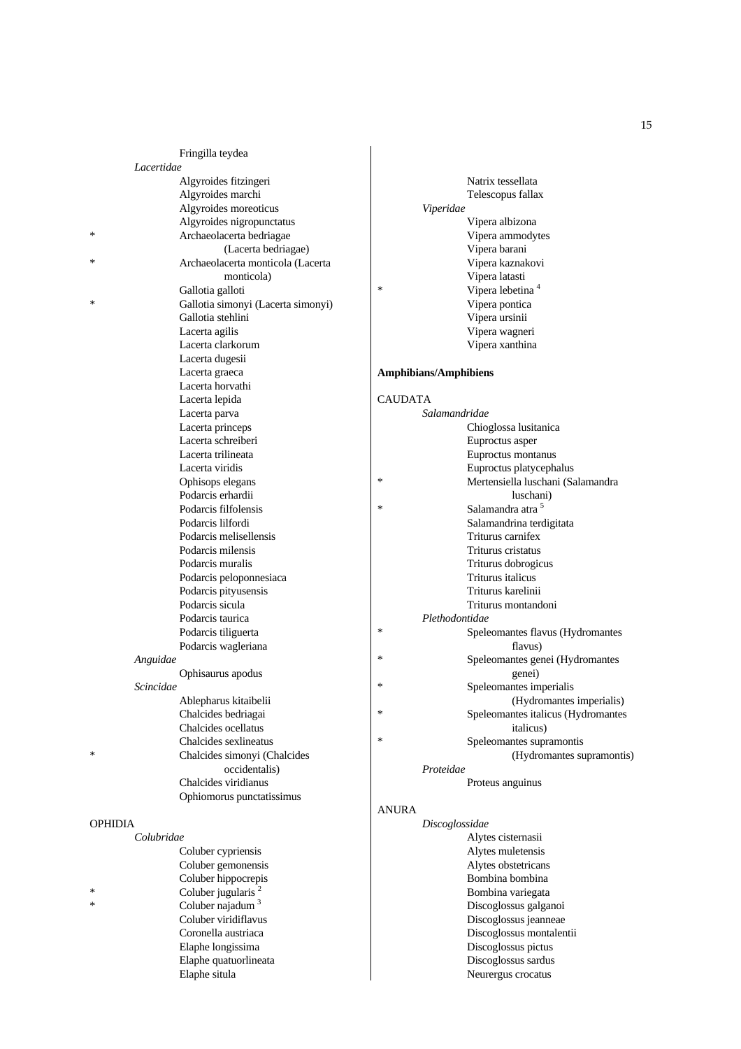Fringilla teydea

*Lacertidae*

Algyroides fitzingeri
Algyroides marchi
Algyroides moreoticus
Algyroides nigropunctatus
\* Archaeolacerta bedriagae (Lacerta bedriagae)
\* Archaeolacerta monticola (Lacerta monticola)
Gallotia galloti
\* Gallotia simonyi (Lacerta simonyi)
Gallotia stehlini
Lacerta agilis
Lacerta clarkorum
Lacerta dugesii
Lacerta graeca
Lacerta horvathi
Lacerta lepida
Lacerta parva
Lacerta princeps
Lacerta schreiberi
Lacerta trilineata
Lacerta viridis
Ophisops elegans
Podarcis erhardii
Podarcis filfolensis
Podarcis lilfordi
Podarcis melisellensis
Podarcis milensis
Podarcis muralis
Podarcis peloponnesiaca
Podarcis pityusensis
Podarcis sicula
Podarcis taurica
Podarcis tiliguerta
Podarcis wagleriana

*Anguidae*

Ophisaurus apodus

*Scincidae*

Ablepharus kitaibelii
Chalcides bedriagai
Chalcides ocellatus
Chalcides sexlineatus
\* Chalcides simonyi (Chalcides occidentalis)
Chalcides viridianus
Ophiomorus punctatissimus

OPHIDIA

*Colubridae*

Coluber cypriensis
Coluber gemonensis
Coluber hippocrepis
\* Coluber jugularis [2]
\* Coluber najadum [3]
Coluber viridiflavus
Coronella austriaca
Elaphe longissima
Elaphe quatuorlineata
Elaphe situla
Natrix tessellata
Telescopus fallax

*Viperidae*

Vipera albizona
Vipera ammodytes
Vipera barani
Vipera kaznakovi
Vipera latasti
\* Vipera lebetina [4]
Vipera pontica
Vipera ursinii
Vipera wagneri
Vipera xanthina

**Amphibians/Amphibiens**

CAUDATA

*Salamandridae*

Chioglossa lusitanica
Euproctus asper
Euproctus montanus
Euproctus platycephalus
\* Mertensiella luschani (Salamandra luschani)
\* Salamandra atra [5]
Salamandrina terdigitata
Triturus carnifex
Triturus cristatus
Triturus dobrogicus
Triturus italicus
Triturus karelinii
Triturus montandoni

*Plethodontidae*

\* Speleomantes flavus (Hydromantes flavus)
\* Speleomantes genei (Hydromantes genei)
\* Speleomantes imperialis (Hydromantes imperialis)
\* Speleomantes italicus (Hydromantes italicus)
\* Speleomantes supramontis (Hydromantes supramontis)

*Proteidae*

Proteus anguinus

ANURA

*Discoglossidae*

Alytes cisternasii
Alytes muletensis
Alytes obstetricans
Bombina bombina
Bombina variegata
Discoglossus galganoi
Discoglossus jeanneae
Discoglossus montalentii
Discoglossus pictus
Discoglossus sardus
Neurergus crocatus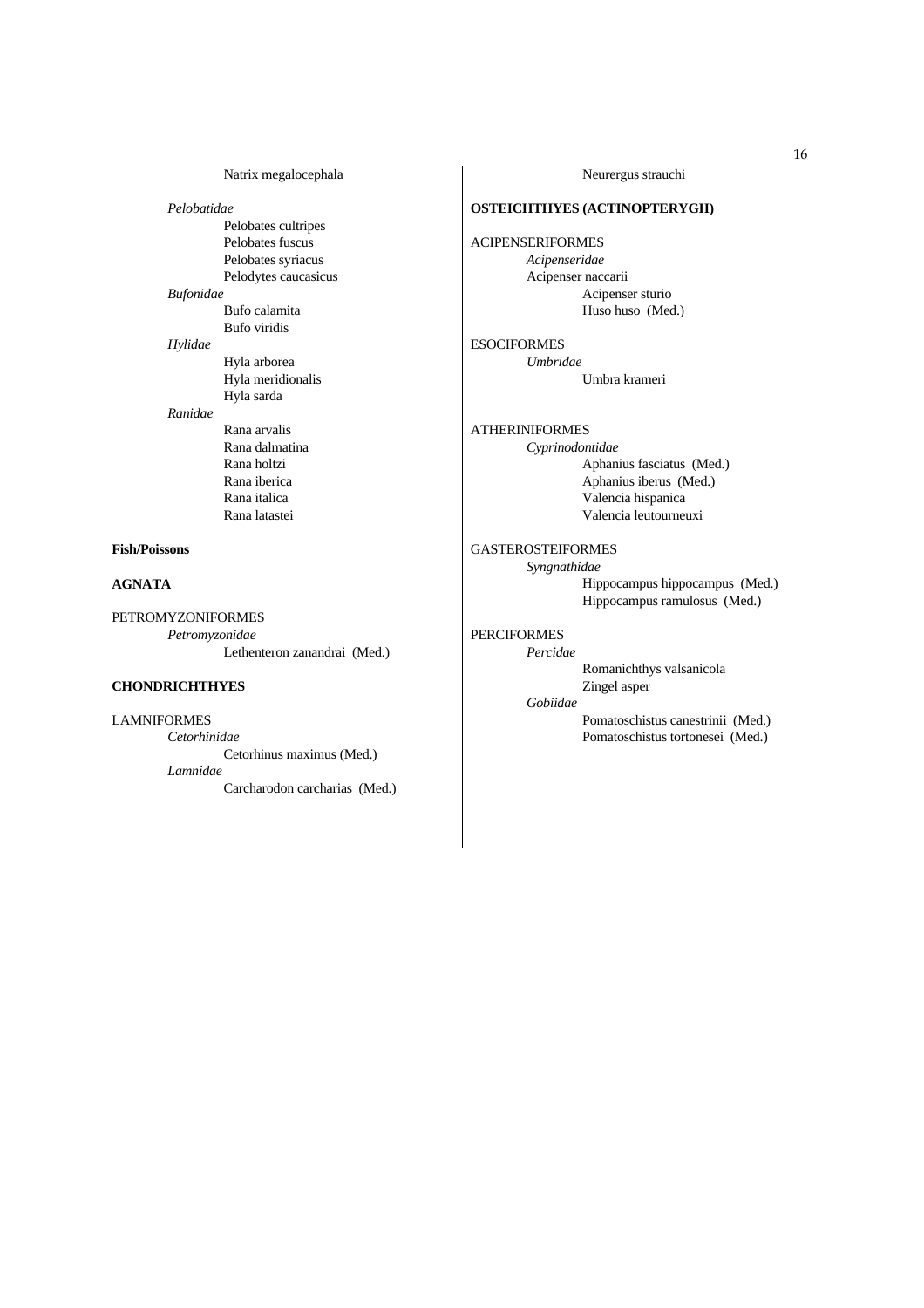Natrix megalocephala

*Pelobatidae*

Pelobates cultripes
Pelobates fuscus
Pelobates syriacus
Pelodytes caucasicus

*Bufonidae*

Bufo calamita
Bufo viridis

*Hylidae*

Hyla arborea
Hyla meridionalis
Hyla sarda

*Ranidae*

Rana arvalis
Rana dalmatina
Rana holtzi
Rana iberica
Rana italica
Rana latastei

**Fish/Poissons**

**AGNATA**

PETROMYZONIFORMES

*Petromyzonidae*

Lethenteron zanandrai (Med.)

**CHONDRICHTHYES**

LAMNIFORMES

*Cetorhinidae*

Cetorhinus maximus (Med.)

*Lamnidae*

Carcharodon carcharias (Med.)

Neurergus strauchi

**OSTEICHTHYES (ACTINOPTERYGII)**

ACIPENSERIFORMES

*Acipenseridae*

Acipenser naccarii
Acipenser sturio
Huso huso (Med.)

ESOCIFORMES

*Umbridae*

Umbra krameri

ATHERINIFORMES

*Cyprinodontidae*

Aphanius fasciatus (Med.)
Aphanius iberus (Med.)
Valencia hispanica
Valencia leutourneuxi

GASTEROSTEIFORMES

*Syngnathidae*

Hippocampus hippocampus (Med.)
Hippocampus ramulosus (Med.)

PERCIFORMES

*Percidae*

Romanichthys valsanicola
Zingel asper

*Gobiidae*

Pomatoschistus canestrinii (Med.)
Pomatoschistus tortonesei (Med.)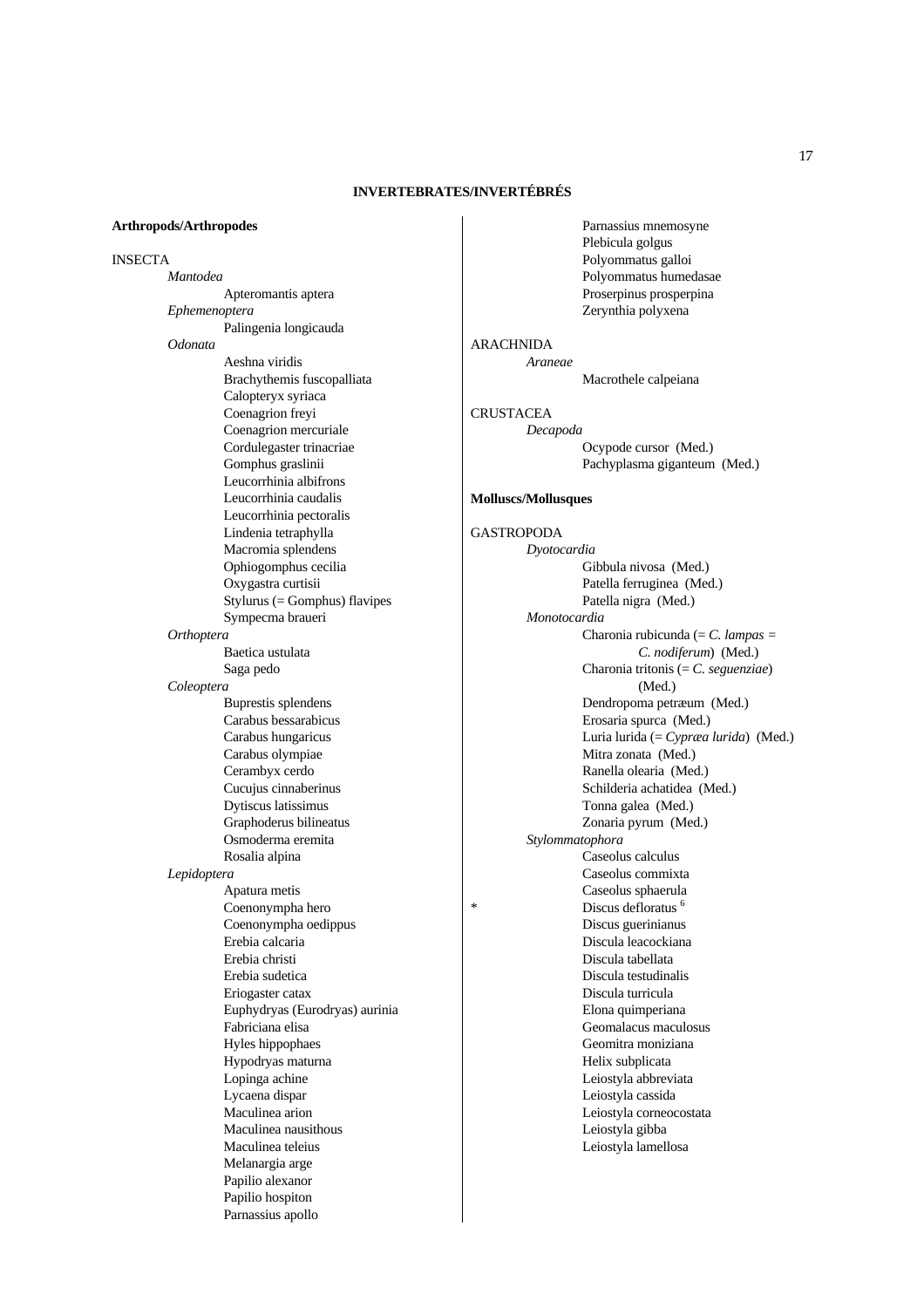## INVERTEBRATES/INVERTÉBRÉS

**Arthropods/Arthropodes**

INSECTA

*Mantodea*

- Apteromantis aptera

*Ephemenoptera*

- Palingenia longicauda

*Odonata*

- Aeshna viridis
- Brachythemis fuscopalliata
- Calopteryx syriaca
- Coenagrion freyi
- Coenagrion mercuriale
- Cordulegaster trinacriae
- Gomphus graslinii
- Leucorrhinia albifrons
- Leucorrhinia caudalis
- Leucorrhinia pectoralis
- Lindenia tetraphylla
- Macromia splendens
- Ophiogomphus cecilia
- Oxygastra curtisii
- Stylurus (= Gomphus) flavipes
- Sympecma braueri

*Orthoptera*

- Baetica ustulata
- Saga pedo

*Coleoptera*

- Buprestis splendens
- Carabus bessarabicus
- Carabus hungaricus
- Carabus olympiae
- Cerambyx cerdo
- Cucujus cinnaberinus
- Dytiscus latissimus
- Graphoderus bilineatus
- Osmoderma eremita
- Rosalia alpina

*Lepidoptera*

- Apatura metis
- Coenonympha hero
- Coenonympha oedippus
- Erebia calcaria
- Erebia christi
- Erebia sudetica
- Eriogaster catax
- Euphydryas (Eurodryas) aurinia
- Fabriciana elisa
- Hyles hippophaes
- Hypodryas maturna
- Lopinga achine
- Lycaena dispar
- Maculinea arion
- Maculinea nausithous
- Maculinea teleius
- Melanargia arge
- Papilio alexanor
- Papilio hospiton
- Parnassius apollo
- Parnassius mnemosyne
- Plebicula golgus
- Polyommatus galloi
- Polyommatus humedasae
- Proserpinus prosperpina
- Zerynthia polyxena

ARACHNIDA

*Araneae*

- Macrothele calpeiana

CRUSTACEA

*Decapoda*

- Ocypode cursor (Med.)
- Pachyplasma giganteum (Med.)

**Molluscs/Mollusques**

GASTROPODA

*Dyotocardia*

- Gibbula nivosa (Med.)
- Patella ferruginea (Med.)
- Patella nigra (Med.)

*Monotocardia*

- Charonia rubicunda (= *C. lampas* = *C. nodiferum*) (Med.)
- Charonia tritonis (= *C. seguenziae*) (Med.)
- Dendropoma petræum (Med.)
- Erosaria spurca (Med.)
- Luria lurida (= *Cypræa lurida*) (Med.)
- Mitra zonata (Med.)
- Ranella olearia (Med.)
- Schilderia achatidea (Med.)
- Tonna galea (Med.)
- Zonaria pyrum (Med.)

*Stylommatophora*

- Caseolus calculus
- Caseolus commixta
- Caseolus sphaerula
- \* Discus defloratus [6]
- Discus guerinianus
- Discula leacockiana
- Discula tabellata
- Discula testudinalis
- Discula turricula
- Elona quimperiana
- Geomalacus maculosus
- Geomitra moniziana
- Helix subplicata
- Leiostyla abbreviata
- Leiostyla cassida
- Leiostyla corneocostata
- Leiostyla gibba
- Leiostyla lamellosa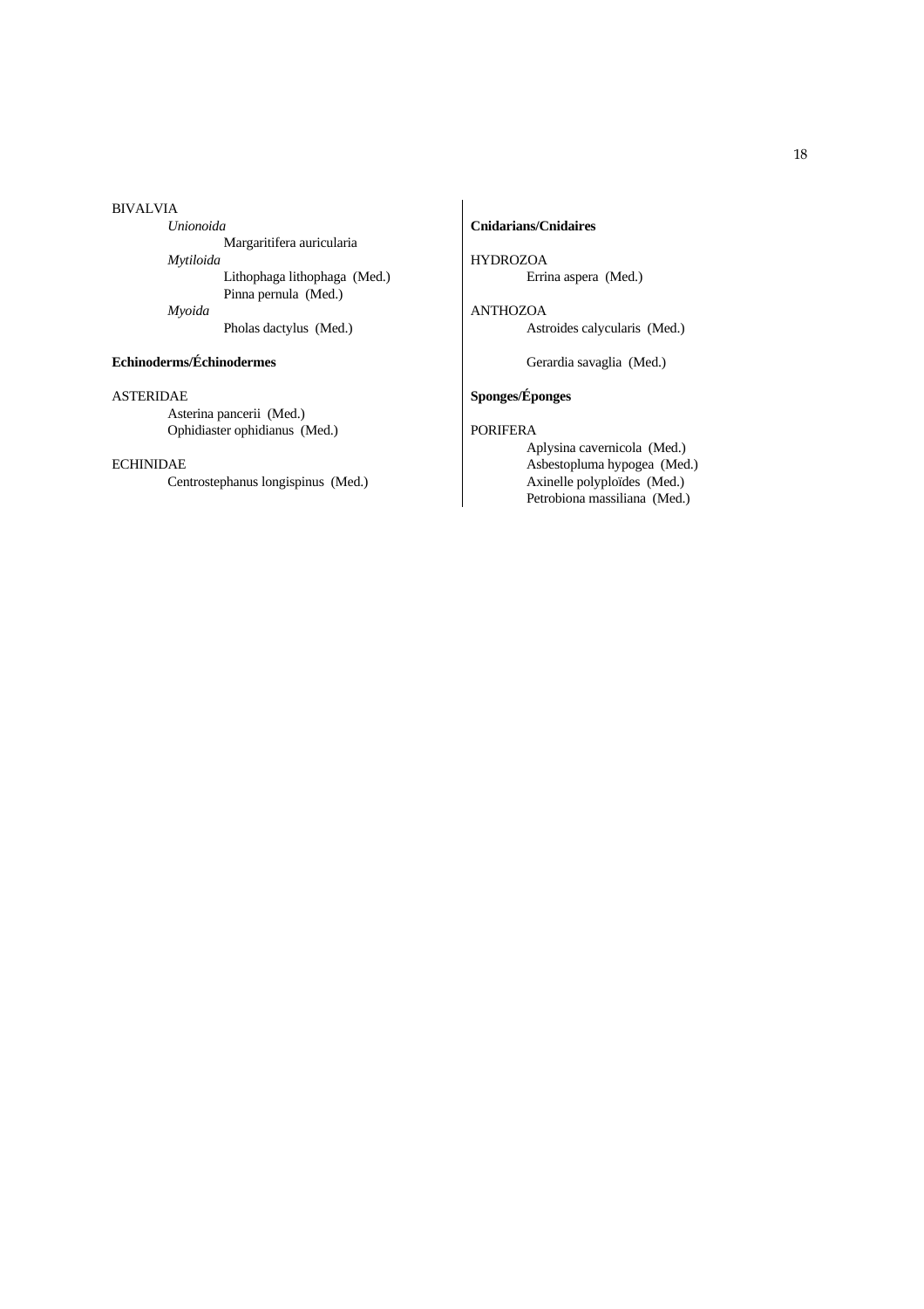BIVALVIA

*Unionoida*

Margaritifera auricularia

*Mytiloida*

Lithophaga lithophaga (Med.)
Pinna pernula (Med.)

*Myoida*

Pholas dactylus (Med.)

**Echinoderms/Échinodermes**

ASTERIDAE

Asterina pancerii (Med.)
Ophidiaster ophidianus (Med.)

ECHINIDAE

Centrostephanus longispinus (Med.)

**Cnidarians/Cnidaires**

HYDROZOA

Errina aspera (Med.)

ANTHOZOA

Astroides calycularis (Med.)

Gerardia savaglia (Med.)

**Sponges/Éponges**

PORIFERA

Aplysina cavernicola (Med.)
Asbestopluma hypogea (Med.)
Axinelle polyploïdes (Med.)
Petrobiona massiliana (Med.)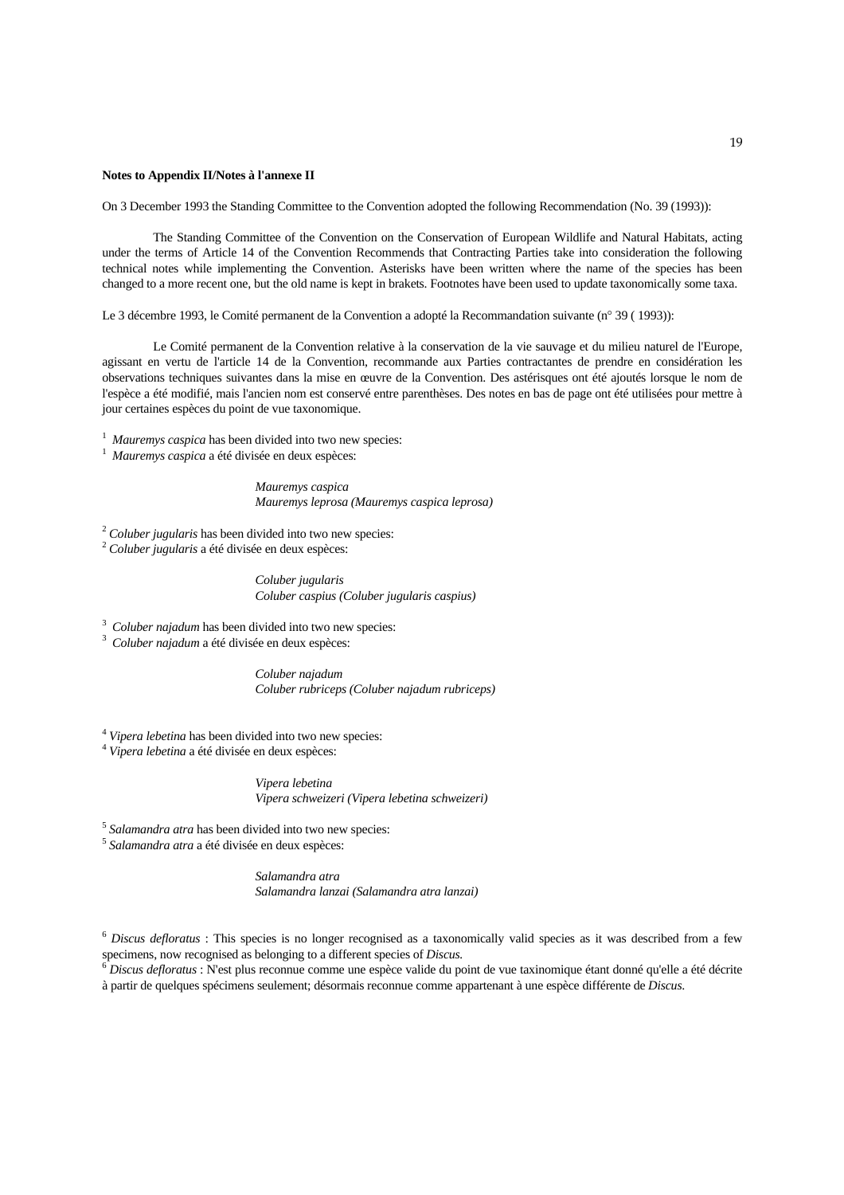**Notes to Appendix II/Notes à l'annexe II**

On 3 December 1993 the Standing Committee to the Convention adopted the following Recommendation (No. 39 (1993)):

The Standing Committee of the Convention on the Conservation of European Wildlife and Natural Habitats, acting under the terms of Article 14 of the Convention Recommends that Contracting Parties take into consideration the following technical notes while implementing the Convention. Asterisks have been written where the name of the species has been changed to a more recent one, but the old name is kept in brakets. Footnotes have been used to update taxonomically some taxa.

Le 3 décembre 1993, le Comité permanent de la Convention a adopté la Recommandation suivante (n° 39 ( 1993)):

Le Comité permanent de la Convention relative à la conservation de la vie sauvage et du milieu naturel de l'Europe, agissant en vertu de l'article 14 de la Convention, recommande aux Parties contractantes de prendre en considération les observations techniques suivantes dans la mise en œuvre de la Convention. Des astérisques ont été ajoutés lorsque le nom de l'espèce a été modifié, mais l'ancien nom est conservé entre parenthèses. Des notes en bas de page ont été utilisées pour mettre à jour certaines espèces du point de vue taxonomique.

[1] *Mauremys caspica* has been divided into two new species:
[1] *Mauremys caspica* a été divisée en deux espèces:

*Mauremys caspica*
*Mauremys leprosa (Mauremys caspica leprosa)*

[2] *Coluber jugularis* has been divided into two new species:
[2] *Coluber jugularis* a été divisée en deux espèces:

*Coluber jugularis*
*Coluber caspius (Coluber jugularis caspius)*

[3] *Coluber najadum* has been divided into two new species:
[3] *Coluber najadum* a été divisée en deux espèces:

*Coluber najadum*
*Coluber rubriceps (Coluber najadum rubriceps)*

[4] *Vipera lebetina* has been divided into two new species:
[4] *Vipera lebetina* a été divisée en deux espèces:

*Vipera lebetina*
*Vipera schweizeri (Vipera lebetina schweizeri)*

[5] *Salamandra atra* has been divided into two new species:
[5] *Salamandra atra* a été divisée en deux espèces:

*Salamandra atra*
*Salamandra lanzai (Salamandra atra lanzai)*

[6] *Discus defloratus* : This species is no longer recognised as a taxonomically valid species as it was described from a few specimens, now recognised as belonging to a different species of *Discus.*
[6] *Discus defloratus* : N'est plus reconnue comme une espèce valide du point de vue taxinomique étant donné qu'elle a été décrite à partir de quelques spécimens seulement; désormais reconnue comme appartenant à une espèce différente de *Discus.*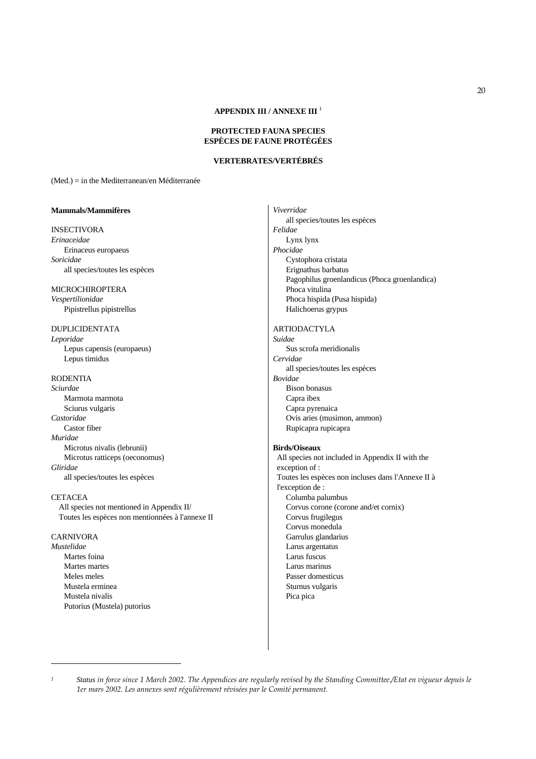## APPENDIX III / ANNEXE III [1]

### PROTECTED FAUNA SPECIES
### ESPÈCES DE FAUNE PROTÉGÉES

### VERTEBRATES/VERTÉBRÉS

(Med.) = in the Mediterranean/en Méditerranée

**Mammals/Mammifères**

INSECTIVORA

*Erinaceidae*

Erinaceus europaeus

*Soricidae*

all species/toutes les espèces

MICROCHIROPTERA

*Vespertilionidae*

Pipistrellus pipistrellus

DUPLICIDENTATA

*Leporidae*

Lepus capensis (europaeus)

Lepus timidus

RODENTIA

*Sciurdae*

Marmota marmota

Sciurus vulgaris

*Castoridae*

Castor fiber

*Muridae*

Microtus nivalis (lebrunii)

Microtus ratticeps (oeconomus)

*Gliridae*

all species/toutes les espèces

CETACEA

All species not mentioned in Appendix II/
Toutes les espèces non mentionnées à l'annexe II

CARNIVORA

*Mustelidae*

Martes foina

Martes martes

Meles meles

Mustela erminea

Mustela nivalis

Putorius (Mustela) putorius

*Viverridae*

all species/toutes les espèces

*Felidae*

Lynx lynx

*Phocidae*

Cystophora cristata

Erignathus barbatus

Pagophilus groenlandicus (Phoca groenlandica)

Phoca vitulina

Phoca hispida (Pusa hispida)

Halichoerus grypus

ARTIODACTYLA

*Suidae*

Sus scrofa meridionalis

*Cervidae*

all species/toutes les espèces

*Bovidae*

Bison bonasus

Capra ibex

Capra pyrenaica

Ovis aries (musimon, ammon)

Rupicapra rupicapra

**Birds/Oiseaux**

All species not included in Appendix II with the exception of :

Toutes les espèces non incluses dans l'Annexe II à l'exception de :

Columba palumbus

Corvus corone (corone and/et cornix)

Corvus frugilegus

Corvus monedula

Garrulus glandarius

Larus argentatus

Larus fuscus

Larus marinus

Passer domesticus

Sturnus vulgaris

Pica pica

---

[1] *Status in force since 1 March 2002. The Appendices are regularly revised by the Standing Committee./Etat en vigueur depuis le 1er mars 2002. Les annexes sont régulièrement révisées par le Comité permanent.*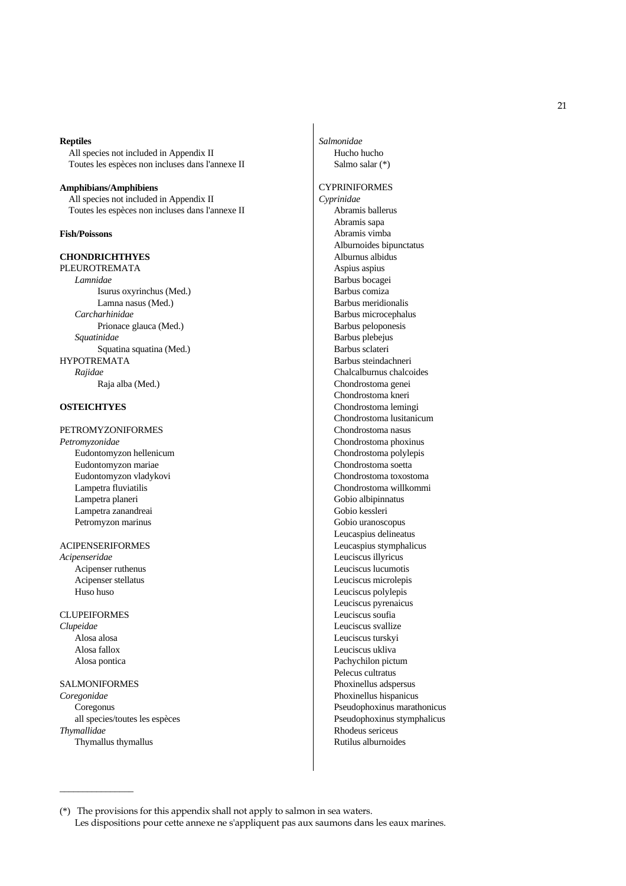**Reptiles**

All species not included in Appendix II
Toutes les espèces non incluses dans l'annexe II

**Amphibians/Amphibiens**

All species not included in Appendix II
Toutes les espèces non incluses dans l'annexe II

**Fish/Poissons**

**CHONDRICHTHYES**

PLEUROTREMATA

*Lamnidae*

- Isurus oxyrinchus (Med.)
- Lamna nasus (Med.)

*Carcharhinidae*

- Prionace glauca (Med.)

*Squatinidae*

- Squatina squatina (Med.)

HYPOTREMATA

*Rajidae*

- Raja alba (Med.)

**OSTEICHTYES**

PETROMYZONIFORMES

*Petromyzonidae*

- Eudontomyzon hellenicum
- Eudontomyzon mariae
- Eudontomyzon vladykovi
- Lampetra fluviatilis
- Lampetra planeri
- Lampetra zanandreai
- Petromyzon marinus

ACIPENSERIFORMES

*Acipenseridae*

- Acipenser ruthenus
- Acipenser stellatus
- Huso huso

CLUPEIFORMES

*Clupeidae*

- Alosa alosa
- Alosa fallox
- Alosa pontica

SALMONIFORMES

*Coregonidae*

- Coregonus
- all species/toutes les espèces

*Thymallidae*

- Thymallus thymallus

*Salmonidae*

- Hucho hucho
- Salmo salar (*)

CYPRINIFORMES

*Cyprinidae*

- Abramis ballerus
- Abramis sapa
- Abramis vimba
- Alburnoides bipunctatus
- Alburnus albidus
- Aspius aspius
- Barbus bocagei
- Barbus comiza
- Barbus meridionalis
- Barbus microcephalus
- Barbus peloponesis
- Barbus plebejus
- Barbus sclateri
- Barbus steindachneri
- Chalcalburnus chalcoides
- Chondrostoma genei
- Chondrostoma kneri
- Chondrostoma lemingi
- Chondrostoma lusitanicum
- Chondrostoma nasus
- Chondrostoma phoxinus
- Chondrostoma polylepis
- Chondrostoma soetta
- Chondrostoma toxostoma
- Chondrostoma willkommi
- Gobio albipinnatus
- Gobio kessleri
- Gobio uranoscopus
- Leucaspius delineatus
- Leucaspius stymphalicus
- Leuciscus illyricus
- Leuciscus lucumotis
- Leuciscus microlepis
- Leuciscus polylepis
- Leuciscus pyrenaicus
- Leuciscus soufia
- Leuciscus svallize
- Leuciscus turskyi
- Leuciscus ukliva
- Pachychilon pictum
- Pelecus cultratus
- Phoxinellus adspersus
- Phoxinellus hispanicus
- Pseudophoxinus marathonicus
- Pseudophoxinus stymphalicus
- Rhodeus sericeus
- Rutilus alburnoides

---

(*) The provisions for this appendix shall not apply to salmon in sea waters.
Les dispositions pour cette annexe ne s'appliquent pas aux saumons dans les eaux marines.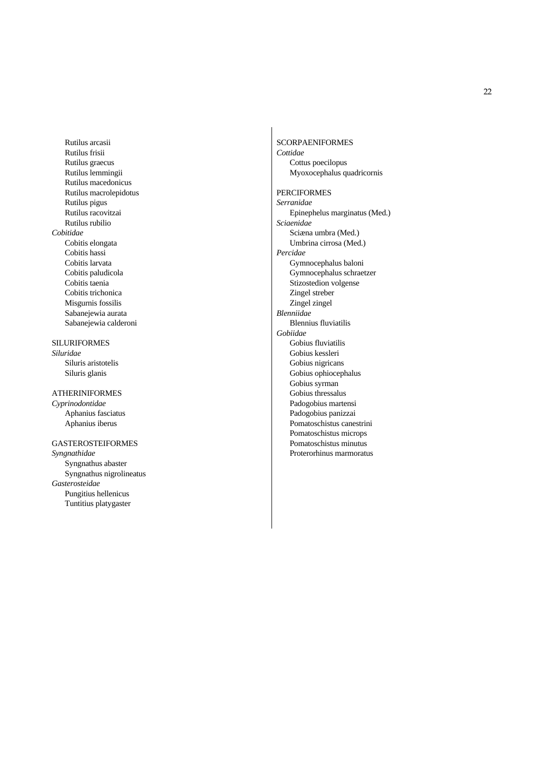Rutilus arcasii
Rutilus frisii
Rutilus graecus
Rutilus lemmingii
Rutilus macedonicus
Rutilus macrolepidotus
Rutilus pigus
Rutilus racovitzai
Rutilus rubilio

*Cobitidae*
Cobitis elongata
Cobitis hassi
Cobitis larvata
Cobitis paludicola
Cobitis taenia
Cobitis trichonica
Misgurnis fossilis
Sabanejewia aurata
Sabanejewia calderoni

SILURIFORMES

*Siluridae*
Siluris aristotelis
Siluris glanis

ATHERINIFORMES

*Cyprinodontidae*
Aphanius fasciatus
Aphanius iberus

GASTEROSTEIFORMES

*Syngnathidae*
Syngnathus abaster
Syngnathus nigrolineatus

*Gasterosteidae*
Pungitius hellenicus
Tuntitius platygaster

SCORPAENIFORMES

*Cottidae*
Cottus poecilopus
Myoxocephalus quadricornis

PERCIFORMES

*Serranidae*
Epinephelus marginatus (Med.)

*Sciaenidae*
Sciæna umbra (Med.)
Umbrina cirrosa (Med.)

*Percidae*
Gymnocephalus baloni
Gymnocephalus schraetzer
Stizostedion volgense
Zingel streber
Zingel zingel

*Blenniidae*
Blennius fluviatilis

*Gobiidae*
Gobius fluviatilis
Gobius kessleri
Gobius nigricans
Gobius ophiocephalus
Gobius syrman
Gobius thressalus
Padogobius martensi
Padogobius panizzai
Pomatoschistus canestrini
Pomatoschistus microps
Pomatoschistus minutus
Proterorhinus marmoratus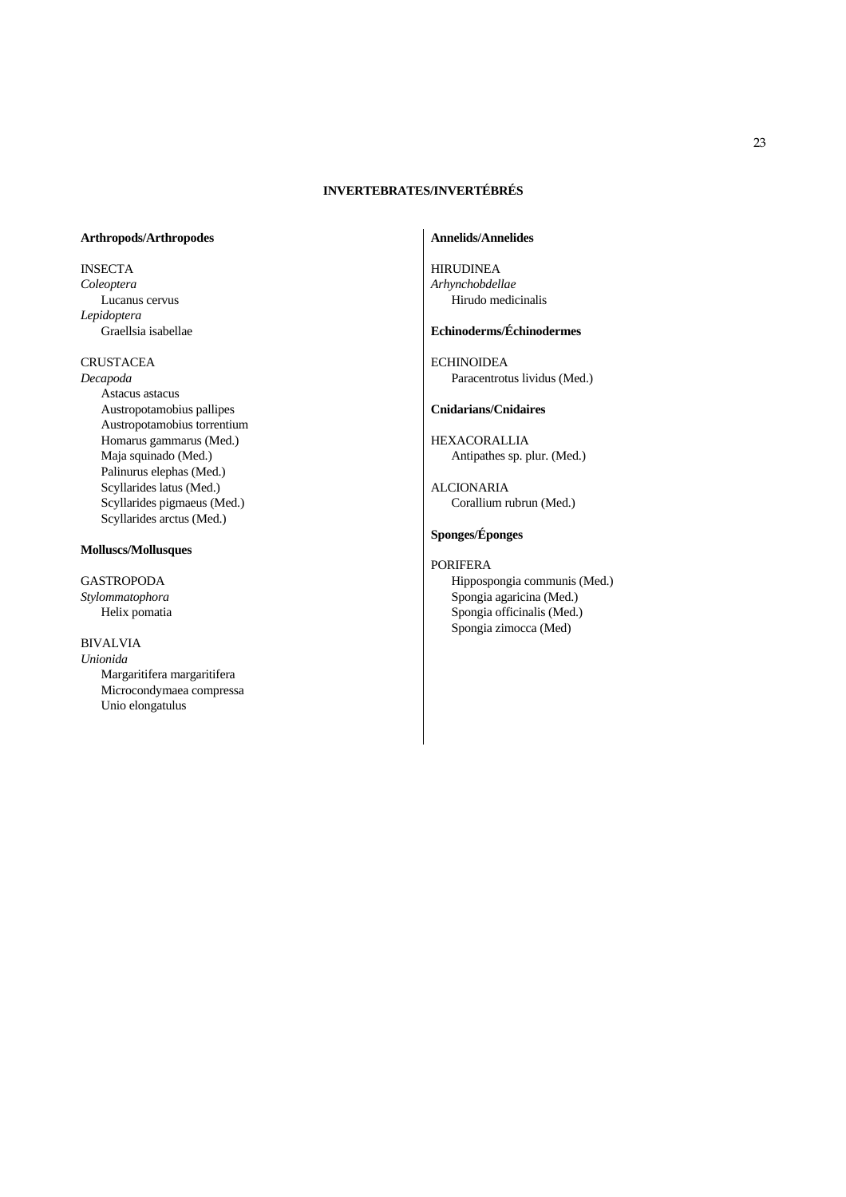## INVERTEBRATES/INVERTÉBRÉS

**Arthropods/Arthropodes**

INSECTA
*Coleoptera*
Lucanus cervus
*Lepidoptera*
Graellsia isabellae

CRUSTACEA
*Decapoda*
Astacus astacus
Austropotamobius pallipes
Austropotamobius torrentium
Homarus gammarus (Med.)
Maja squinado (Med.)
Palinurus elephas (Med.)
Scyllarides latus (Med.)
Scyllarides pigmaeus (Med.)
Scyllarides arctus (Med.)

**Molluscs/Mollusques**

GASTROPODA
*Stylommatophora*
Helix pomatia

BIVALVIA
*Unionida*
Margaritifera margaritifera
Microcondymaea compressa
Unio elongatulus

**Annelids/Annelides**

HIRUDINEA
*Arhynchobdellae*
Hirudo medicinalis

**Echinoderms/Échinodermes**

ECHINOIDEA
Paracentrotus lividus (Med.)

**Cnidarians/Cnidaires**

HEXACORALLIA
Antipathes sp. plur. (Med.)

ALCIONARIA
Corallium rubrun (Med.)

**Sponges/Éponges**

PORIFERA
Hippospongia communis (Med.)
Spongia agaricina (Med.)
Spongia officinalis (Med.)
Spongia zimocca (Med)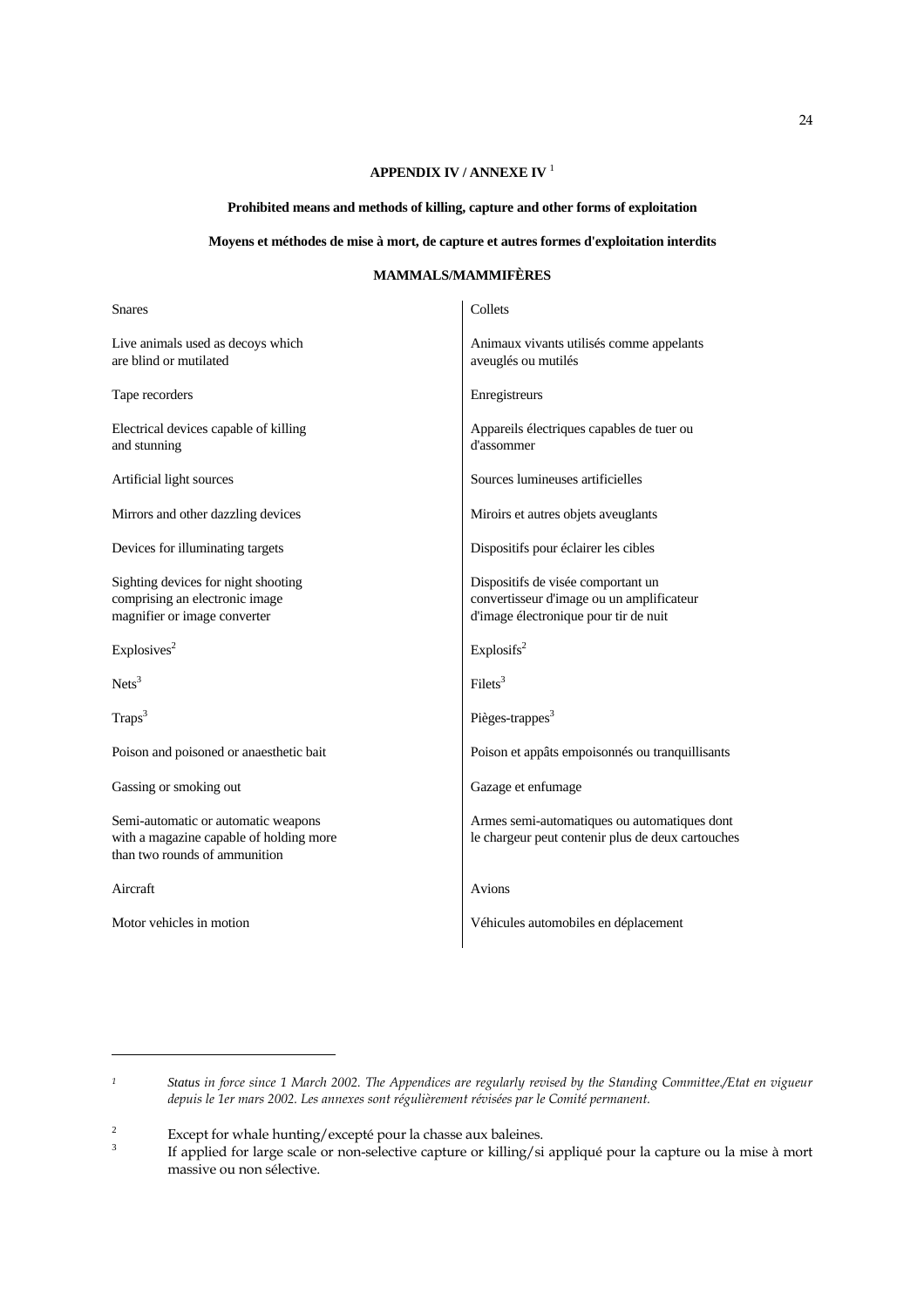# APPENDIX IV / ANNEXE IV [1]

**Prohibited means and methods of killing, capture and other forms of exploitation**

**Moyens et méthodes de mise à mort, de capture et autres formes d'exploitation interdits**

## MAMMALS/MAMMIFÈRES

| | |
|---|---|
| Snares | Collets |
| Live animals used as decoys which are blind or mutilated | Animaux vivants utilisés comme appelants aveuglés ou mutilés |
| Tape recorders | Enregistreurs |
| Electrical devices capable of killing and stunning | Appareils électriques capables de tuer ou d'assommer |
| Artificial light sources | Sources lumineuses artificielles |
| Mirrors and other dazzling devices | Miroirs et autres objets aveuglants |
| Devices for illuminating targets | Dispositifs pour éclairer les cibles |
| Sighting devices for night shooting comprising an electronic image magnifier or image converter | Dispositifs de visée comportant un convertisseur d'image ou un amplificateur d'image électronique pour tir de nuit |
| Explosives[2] | Explosifs[2] |
| Nets[3] | Filets[3] |
| Traps[3] | Pièges-trappes[3] |
| Poison and poisoned or anaesthetic bait | Poison et appâts empoisonnés ou tranquillisants |
| Gassing or smoking out | Gazage et enfumage |
| Semi-automatic or automatic weapons with a magazine capable of holding more than two rounds of ammunition | Armes semi-automatiques ou automatiques dont le chargeur peut contenir plus de deux cartouches |
| Aircraft | Avions |
| Motor vehicles in motion | Véhicules automobiles en déplacement |

---

[1] *Status in force since 1 March 2002. The Appendices are regularly revised by the Standing Committee./Etat en vigueur depuis le 1er mars 2002. Les annexes sont régulièrement révisées par le Comité permanent.*

[2] Except for whale hunting/excepté pour la chasse aux baleines.

[3] If applied for large scale or non-selective capture or killing/si appliqué pour la capture ou la mise à mort massive ou non sélective.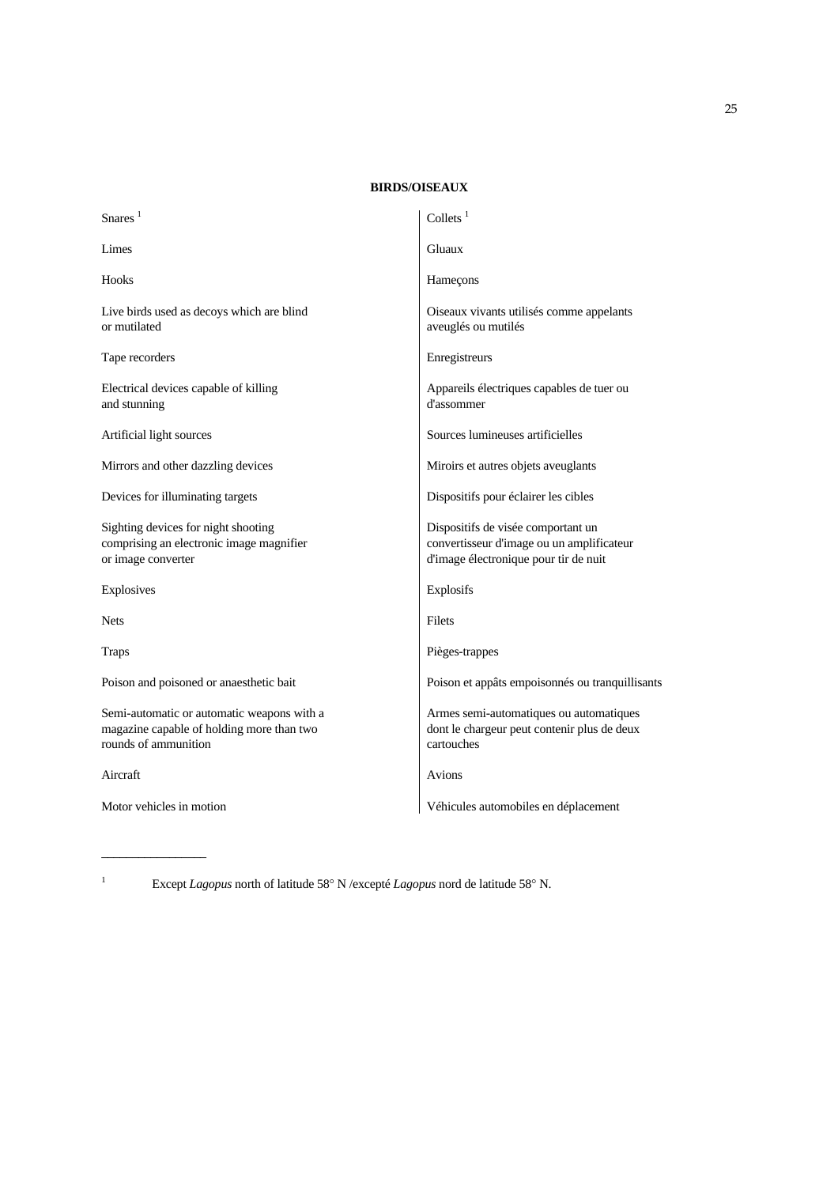**BIRDS/OISEAUX**

| | |
|---|---|
| Snares [1] | Collets [1] |
| Limes | Gluaux |
| Hooks | Hameçons |
| Live birds used as decoys which are blind or mutilated | Oiseaux vivants utilisés comme appelants aveuglés ou mutilés |
| Tape recorders | Enregistreurs |
| Electrical devices capable of killing and stunning | Appareils électriques capables de tuer ou d'assommer |
| Artificial light sources | Sources lumineuses artificielles |
| Mirrors and other dazzling devices | Miroirs et autres objets aveuglants |
| Devices for illuminating targets | Dispositifs pour éclairer les cibles |
| Sighting devices for night shooting comprising an electronic image magnifier or image converter | Dispositifs de visée comportant un convertisseur d'image ou un amplificateur d'image électronique pour tir de nuit |
| Explosives | Explosifs |
| Nets | Filets |
| Traps | Pièges-trappes |
| Poison and poisoned or anaesthetic bait | Poison et appâts empoisonnés ou tranquillisants |
| Semi-automatic or automatic weapons with a magazine capable of holding more than two rounds of ammunition | Armes semi-automatiques ou automatiques dont le chargeur peut contenir plus de deux cartouches |
| Aircraft | Avions |
| Motor vehicles in motion | Véhicules automobiles en déplacement |

---

[1] Except *Lagopus* north of latitude 58° N /excepté *Lagopus* nord de latitude 58° N.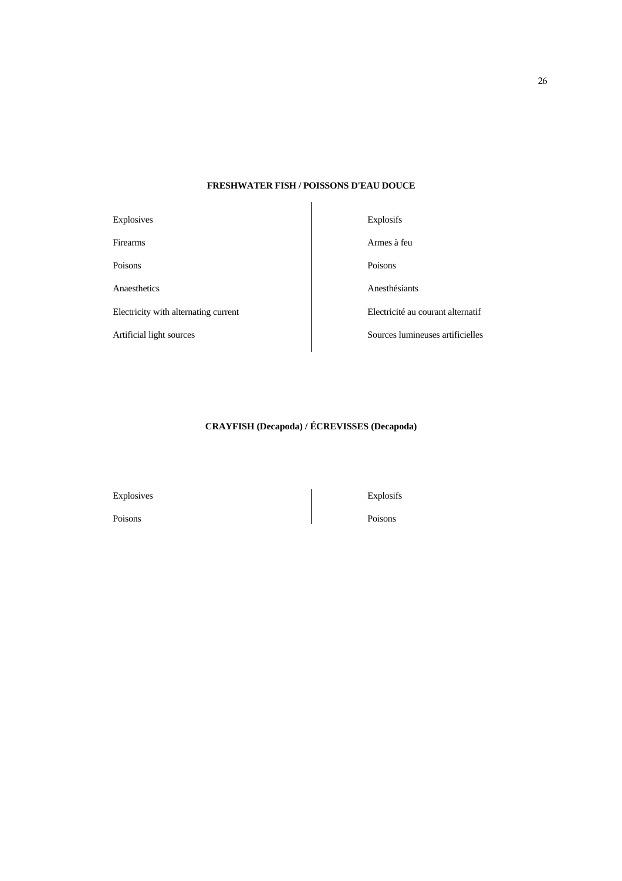**FRESHWATER FISH / POISSONS D'EAU DOUCE**

| | |
|---|---|
| Explosives | Explosifs |
| Firearms | Armes à feu |
| Poisons | Poisons |
| Anaesthetics | Anesthésiants |
| Electricity with alternating current | Electricité au courant alternatif |
| Artificial light sources | Sources lumineuses artificielles |

**CRAYFISH (Decapoda) / ÉCREVISSES (Decapoda)**

| | |
|---|---|
| Explosives | Explosifs |
| Poisons | Poisons |